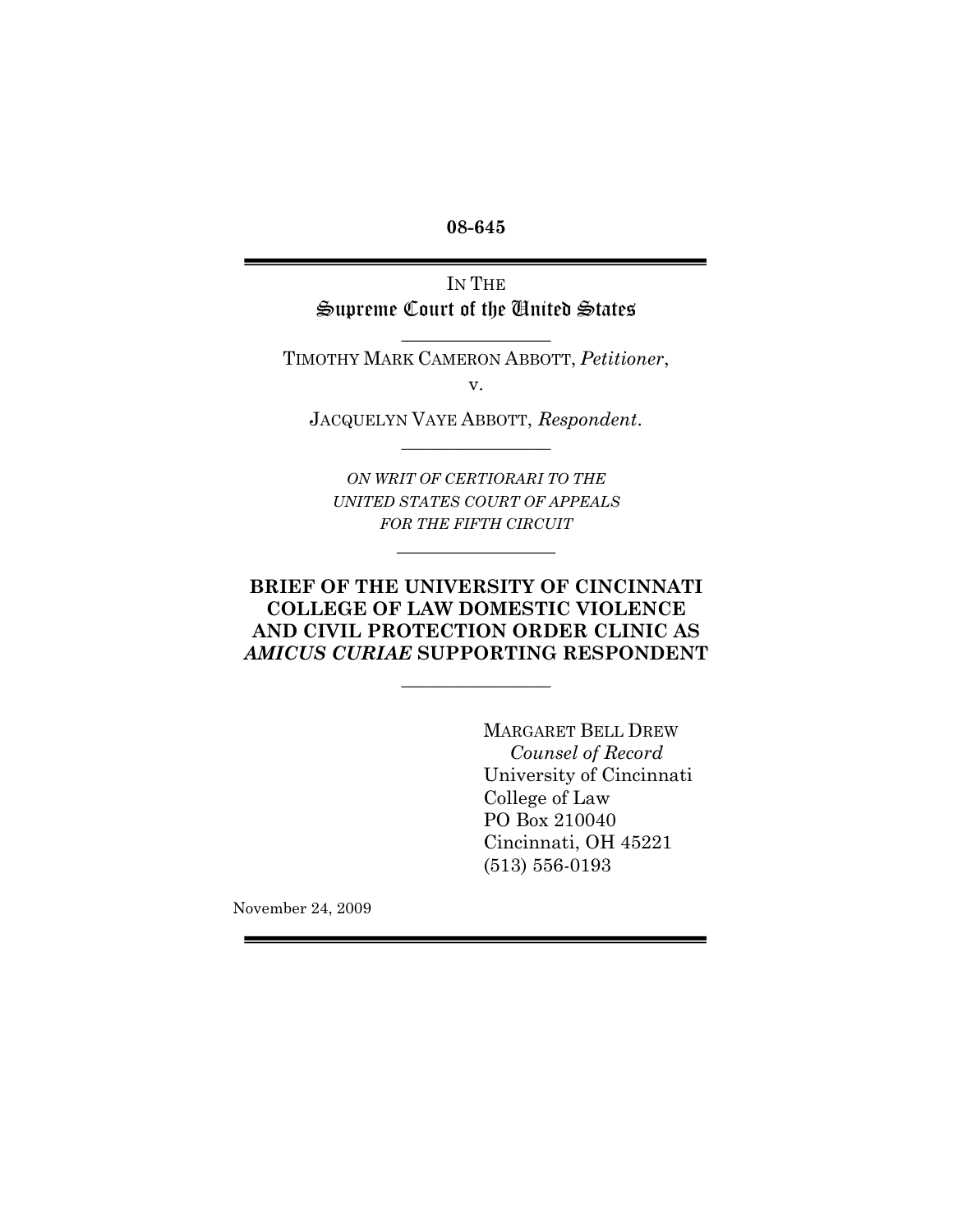**08-645**

IN THE
**Supreme Court of the United States**

---

TIMOTHY MARK CAMERON ABBOTT, *Petitioner*,

v.

JACQUELYN VAYE ABBOTT, *Respondent*.

---

*ON WRIT OF CERTIORARI TO THE UNITED STATES COURT OF APPEALS FOR THE FIFTH CIRCUIT*

---

# BRIEF OF THE UNIVERSITY OF CINCINNATI COLLEGE OF LAW DOMESTIC VIOLENCE AND CIVIL PROTECTION ORDER CLINIC AS *AMICUS CURIAE* SUPPORTING RESPONDENT

---

MARGARET BELL DREW
*Counsel of Record*
University of Cincinnati
College of Law
PO Box 210040
Cincinnati, OH 45221
(513) 556-0193

November 24, 2009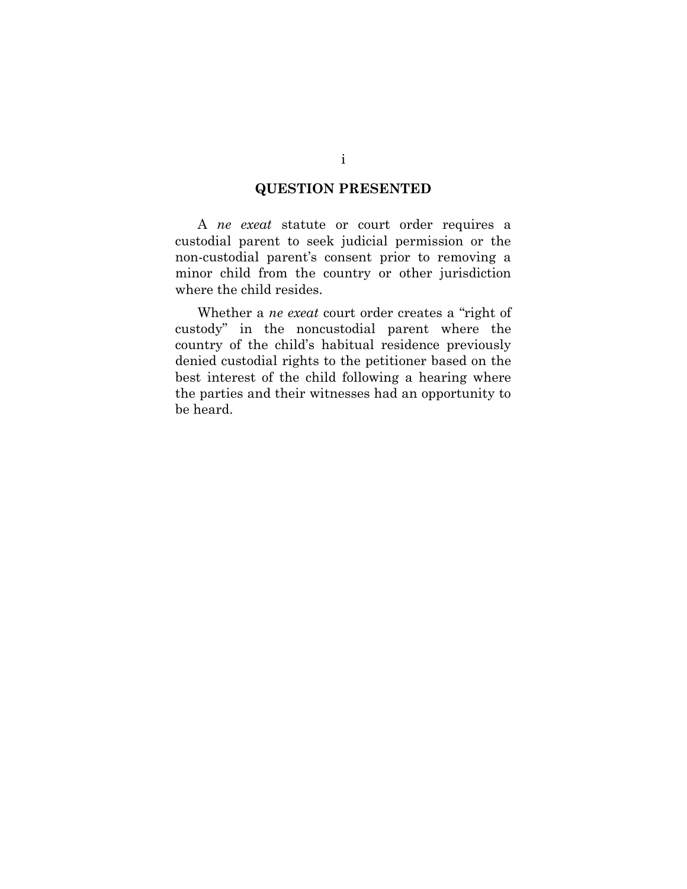## QUESTION PRESENTED

A *ne exeat* statute or court order requires a custodial parent to seek judicial permission or the non-custodial parent's consent prior to removing a minor child from the country or other jurisdiction where the child resides.

Whether a *ne exeat* court order creates a "right of custody" in the noncustodial parent where the country of the child's habitual residence previously denied custodial rights to the petitioner based on the best interest of the child following a hearing where the parties and their witnesses had an opportunity to be heard.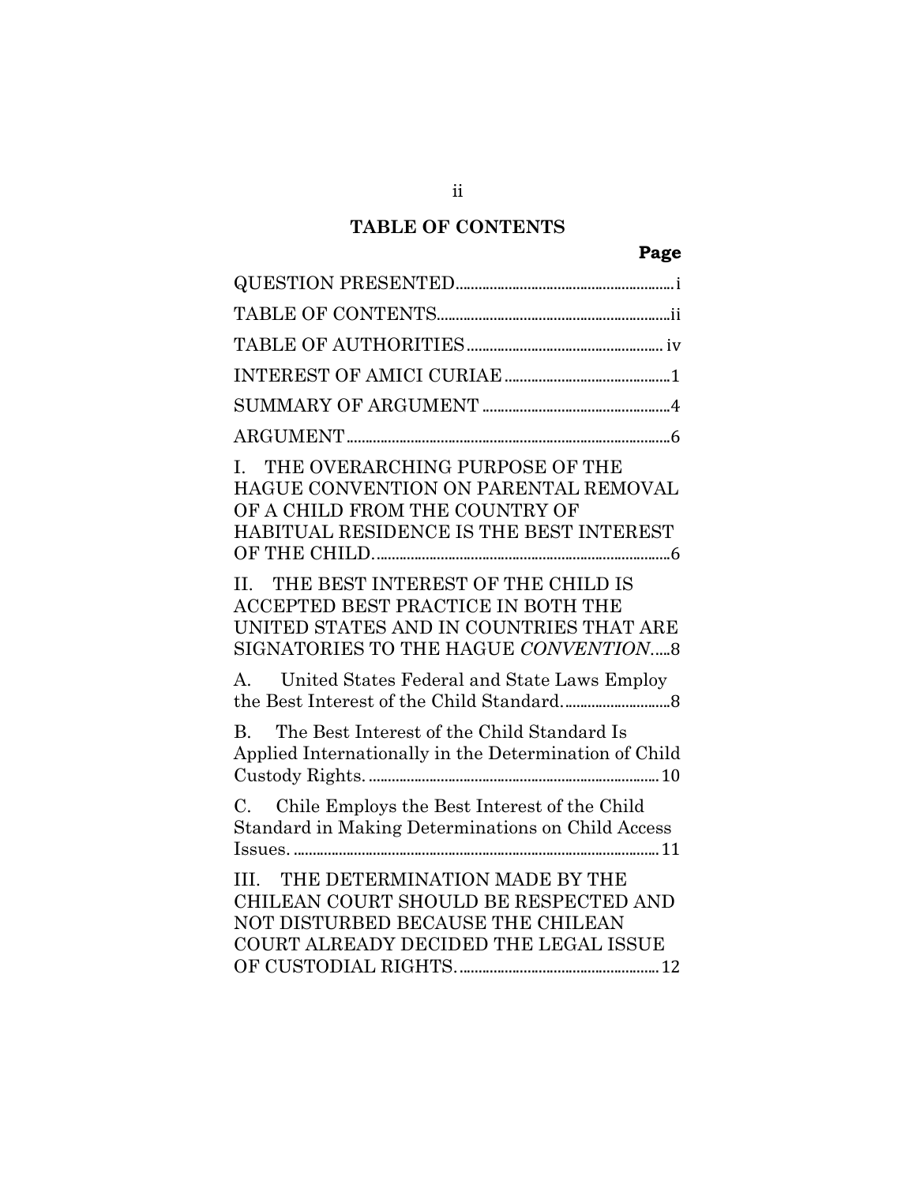## TABLE OF CONTENTS

| | Page |
|---|---|
| QUESTION PRESENTED | i |
| TABLE OF CONTENTS | ii |
| TABLE OF AUTHORITIES | iv |
| INTEREST OF AMICI CURIAE | 1 |
| SUMMARY OF ARGUMENT | 4 |
| ARGUMENT | 6 |
| I. THE OVERARCHING PURPOSE OF THE HAGUE CONVENTION ON PARENTAL REMOVAL OF A CHILD FROM THE COUNTRY OF HABITUAL RESIDENCE IS THE BEST INTEREST OF THE CHILD. | 6 |
| II. THE BEST INTEREST OF THE CHILD IS ACCEPTED BEST PRACTICE IN BOTH THE UNITED STATES AND IN COUNTRIES THAT ARE SIGNATORIES TO THE HAGUE *CONVENTION*. | 8 |
| A. United States Federal and State Laws Employ the Best Interest of the Child Standard. | 8 |
| B. The Best Interest of the Child Standard Is Applied Internationally in the Determination of Child Custody Rights. | 10 |
| C. Chile Employs the Best Interest of the Child Standard in Making Determinations on Child Access Issues. | 11 |
| III. THE DETERMINATION MADE BY THE CHILEAN COURT SHOULD BE RESPECTED AND NOT DISTURBED BECAUSE THE CHILEAN COURT ALREADY DECIDED THE LEGAL ISSUE OF CUSTODIAL RIGHTS. | 12 |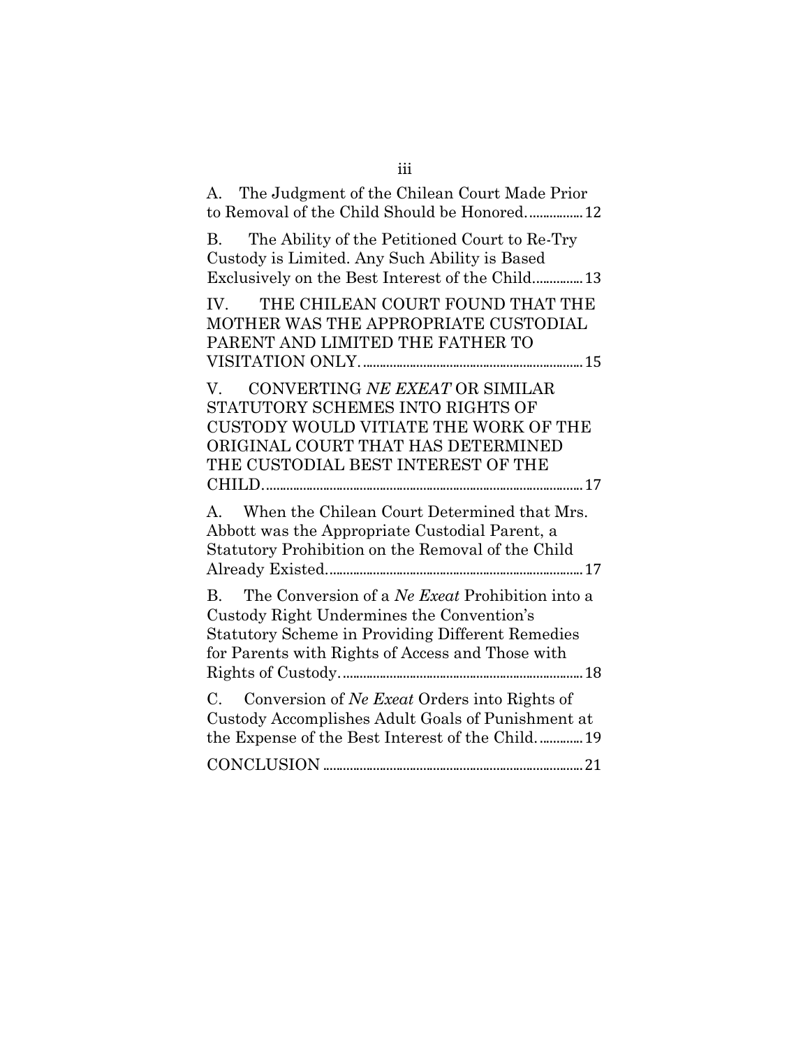A. The Judgment of the Chilean Court Made Prior to Removal of the Child Should be Honored. ................ 12

B. The Ability of the Petitioned Court to Re-Try Custody is Limited. Any Such Ability is Based Exclusively on the Best Interest of the Child. .............. 13

IV. THE CHILEAN COURT FOUND THAT THE MOTHER WAS THE APPROPRIATE CUSTODIAL PARENT AND LIMITED THE FATHER TO VISITATION ONLY. ................................................................ 15

V. CONVERTING *NE EXEAT* OR SIMILAR STATUTORY SCHEMES INTO RIGHTS OF CUSTODY WOULD VITIATE THE WORK OF THE ORIGINAL COURT THAT HAS DETERMINED THE CUSTODIAL BEST INTEREST OF THE CHILD. ............................................................................................ 17

A. When the Chilean Court Determined that Mrs. Abbott was the Appropriate Custodial Parent, a Statutory Prohibition on the Removal of the Child Already Existed. .......................................................................... 17

B. The Conversion of a *Ne Exeat* Prohibition into a Custody Right Undermines the Convention's Statutory Scheme in Providing Different Remedies for Parents with Rights of Access and Those with Rights of Custody. ...................................................................... 18

C. Conversion of *Ne Exeat* Orders into Rights of Custody Accomplishes Adult Goals of Punishment at the Expense of the Best Interest of the Child. ............ 19

CONCLUSION ........................................................................... 21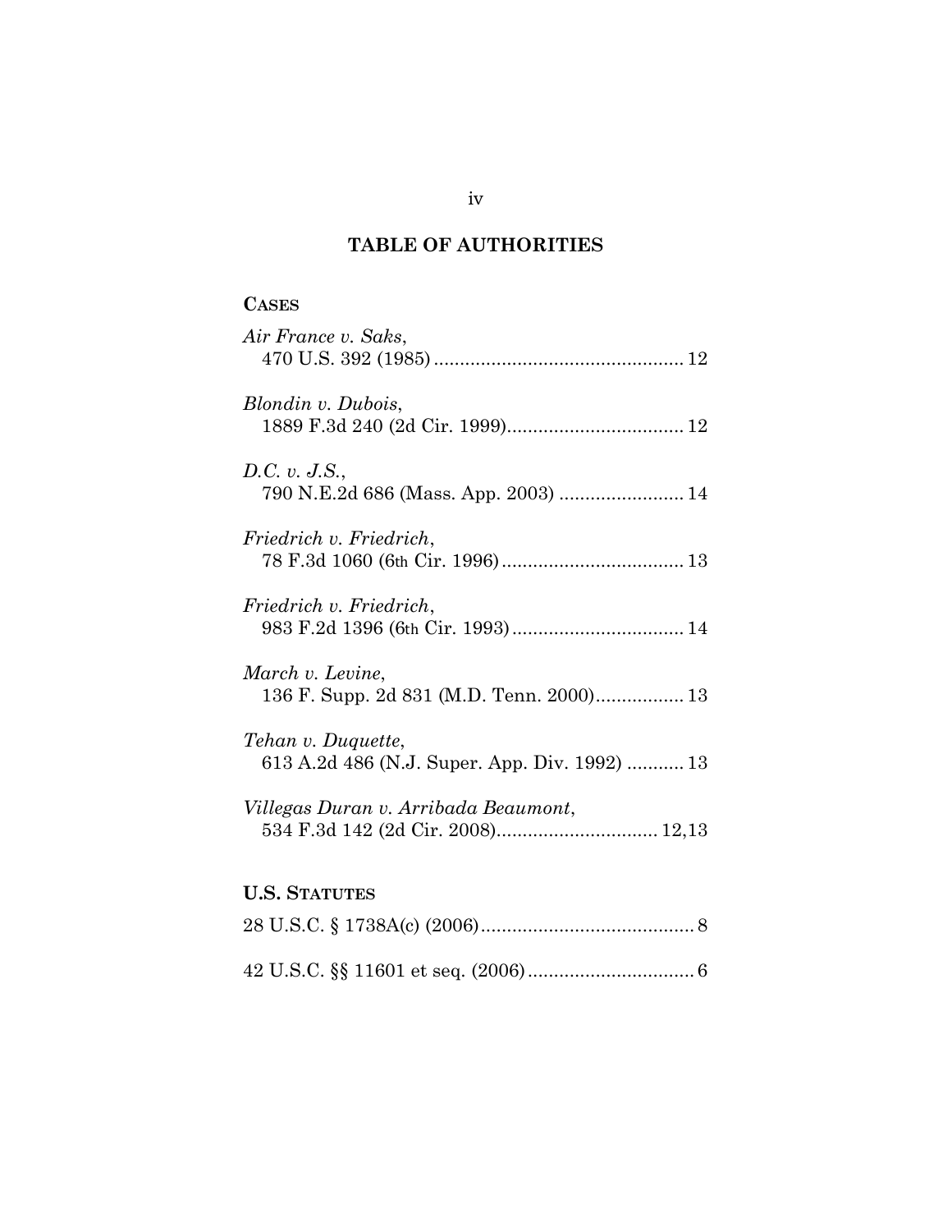# TABLE OF AUTHORITIES

## CASES

*Air France v. Saks*,
470 U.S. 392 (1985) ................................................ 12

*Blondin v. Dubois*,
1889 F.3d 240 (2d Cir. 1999).................................. 12

*D.C. v. J.S.*,
790 N.E.2d 686 (Mass. App. 2003) ........................ 14

*Friedrich v. Friedrich*,
78 F.3d 1060 (6th Cir. 1996)................................... 13

*Friedrich v. Friedrich*,
983 F.2d 1396 (6th Cir. 1993)................................. 14

*March v. Levine*,
136 F. Supp. 2d 831 (M.D. Tenn. 2000)................. 13

*Tehan v. Duquette*,
613 A.2d 486 (N.J. Super. App. Div. 1992) ........... 13

*Villegas Duran v. Arribada Beaumont*,
534 F.3d 142 (2d Cir. 2008)............................... 12,13

## U.S. STATUTES

28 U.S.C. § 1738A(c) (2006)......................................... 8

42 U.S.C. §§ 11601 et seq. (2006)................................ 6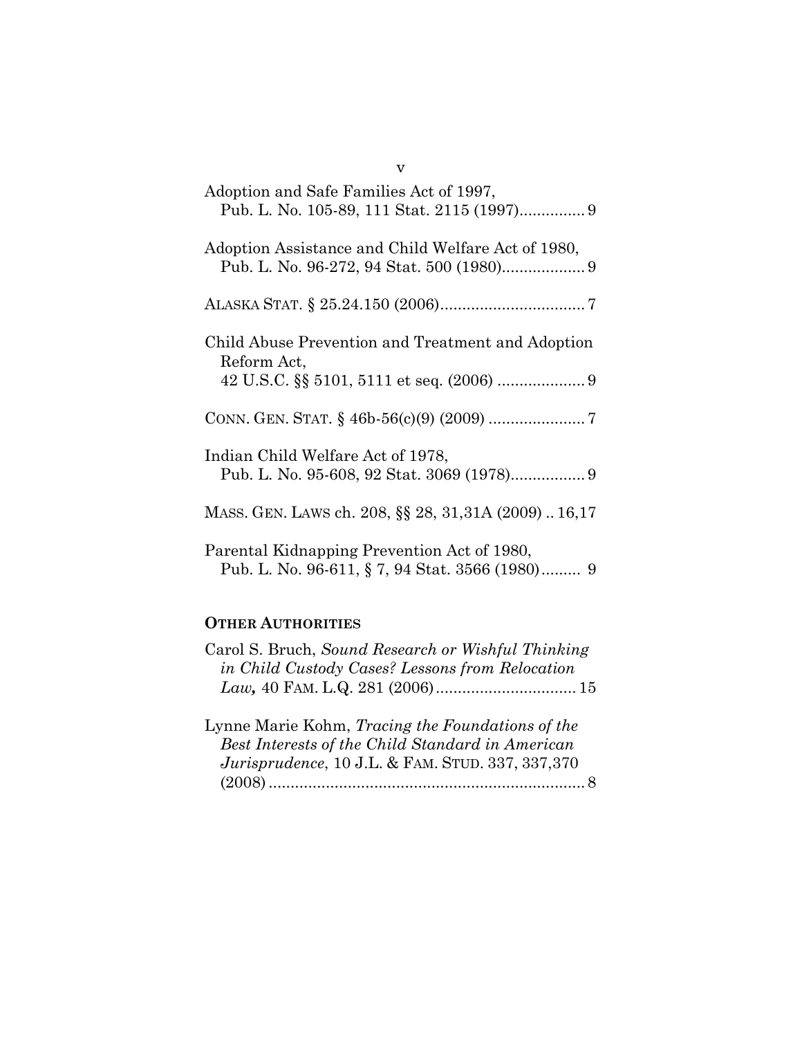Adoption and Safe Families Act of 1997,
Pub. L. No. 105-89, 111 Stat. 2115 (1997)............... 9

Adoption Assistance and Child Welfare Act of 1980,
Pub. L. No. 96-272, 94 Stat. 500 (1980)................... 9

ALASKA STAT. § 25.24.150 (2006)................................. 7

Child Abuse Prevention and Treatment and Adoption Reform Act,
42 U.S.C. §§ 5101, 5111 et seq. (2006) .................... 9

CONN. GEN. STAT. § 46b-56(c)(9) (2009) ...................... 7

Indian Child Welfare Act of 1978,
Pub. L. No. 95-608, 92 Stat. 3069 (1978)................. 9

MASS. GEN. LAWS ch. 208, §§ 28, 31,31A (2009) .. 16,17

Parental Kidnapping Prevention Act of 1980,
Pub. L. No. 96-611, § 7, 94 Stat. 3566 (1980)......... 9

## OTHER AUTHORITIES

Carol S. Bruch, *Sound Research or Wishful Thinking in Child Custody Cases? Lessons from Relocation Law,* 40 FAM. L.Q. 281 (2006)................................ 15

Lynne Marie Kohm, *Tracing the Foundations of the Best Interests of the Child Standard in American Jurisprudence*, 10 J.L. & FAM. STUD. 337, 337,370 (2008) ........................................................................ 8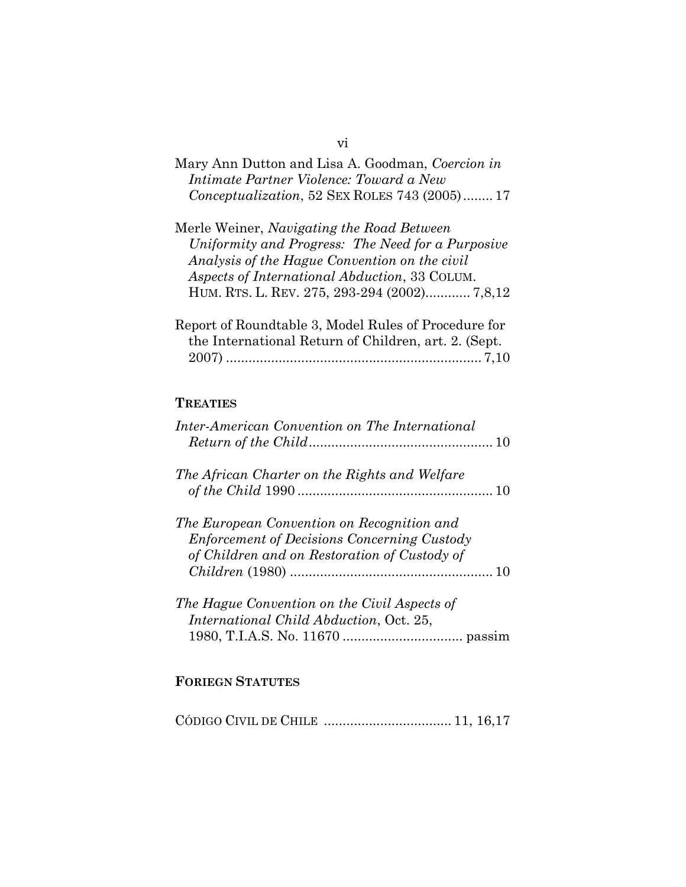Mary Ann Dutton and Lisa A. Goodman, *Coercion in Intimate Partner Violence: Toward a New Conceptualization*, 52 SEX ROLES 743 (2005)........ 17

Merle Weiner, *Navigating the Road Between Uniformity and Progress: The Need for a Purposive Analysis of the Hague Convention on the civil Aspects of International Abduction*, 33 COLUM. HUM. RTS. L. REV. 275, 293-294 (2002)............ 7,8,12

Report of Roundtable 3, Model Rules of Procedure for the International Return of Children, art. 2. (Sept. 2007) .................................................................... 7,10

**TREATIES**

*Inter-American Convention on The International Return of the Child*................................................. 10

*The African Charter on the Rights and Welfare of the Child* 1990 .................................................... 10

*The European Convention on Recognition and Enforcement of Decisions Concerning Custody of Children and on Restoration of Custody of Children* (1980) ...................................................... 10

*The Hague Convention on the Civil Aspects of International Child Abduction*, Oct. 25, 1980, T.I.A.S. No. 11670 ................................ passim

**FORIEGN STATUTES**

CÓDIGO CIVIL DE CHILE .................................. 11, 16,17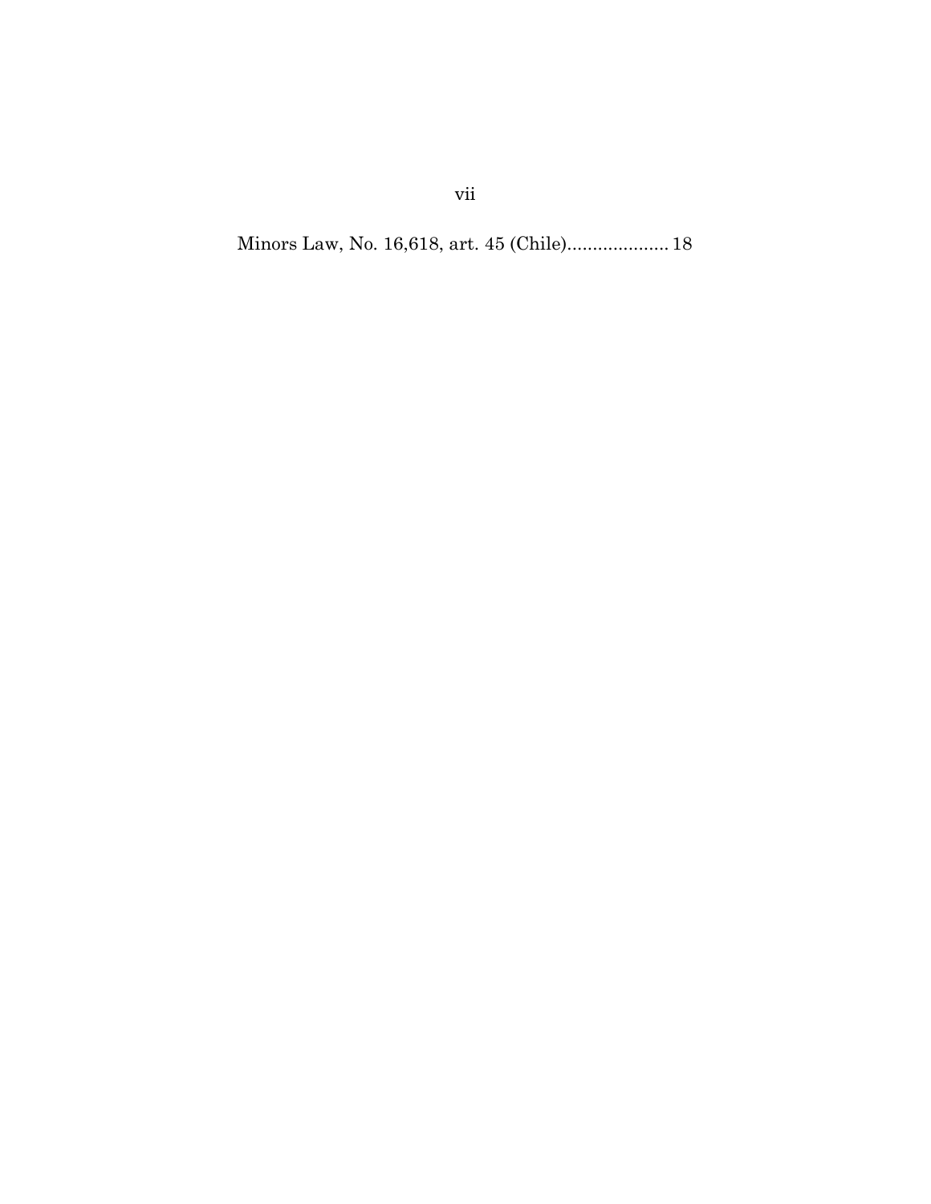Minors Law, No. 16,618, art. 45 (Chile).................... 18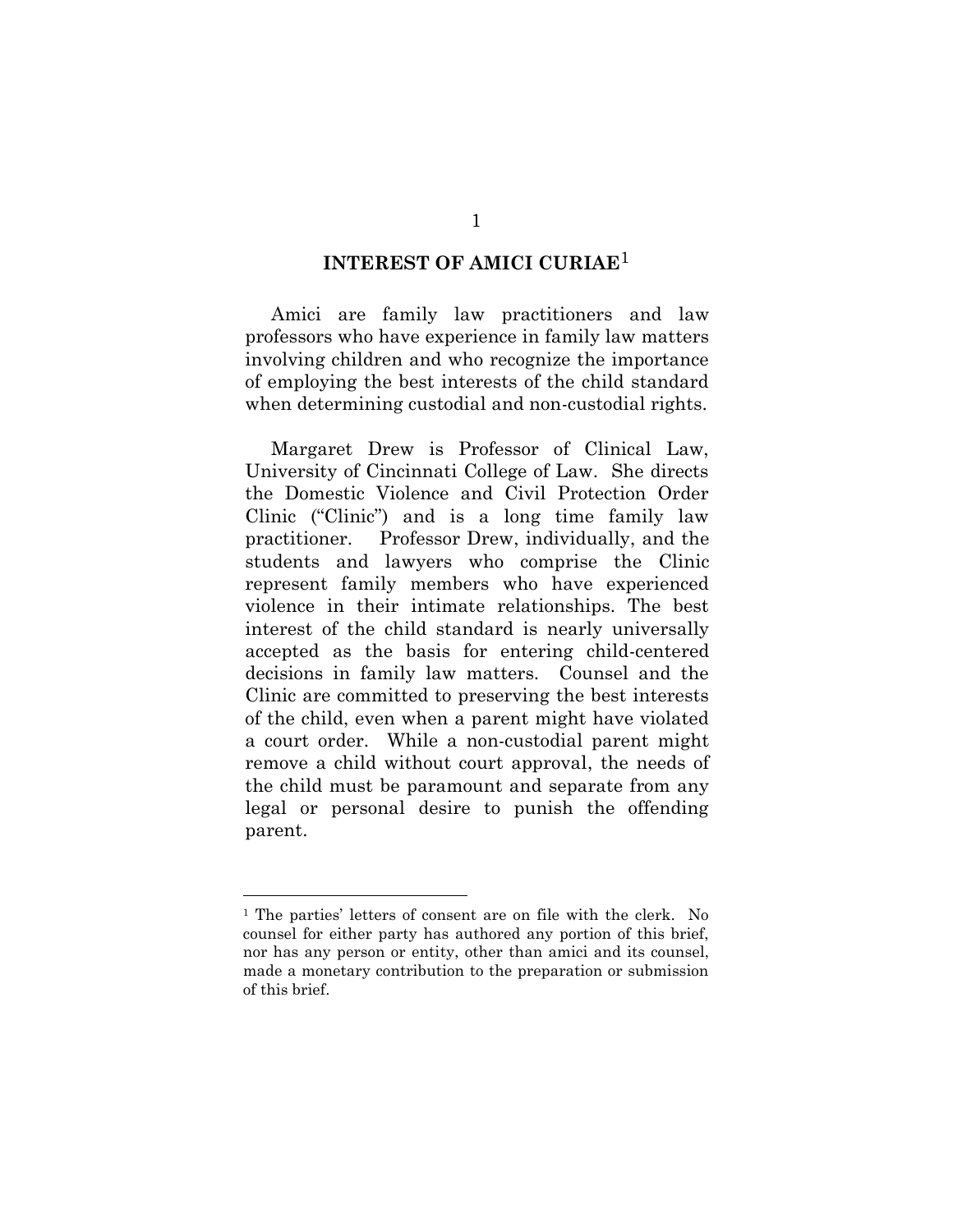## INTEREST OF AMICI CURIAE[1]

Amici are family law practitioners and law professors who have experience in family law matters involving children and who recognize the importance of employing the best interests of the child standard when determining custodial and non-custodial rights.

Margaret Drew is Professor of Clinical Law, University of Cincinnati College of Law. She directs the Domestic Violence and Civil Protection Order Clinic ("Clinic") and is a long time family law practitioner. Professor Drew, individually, and the students and lawyers who comprise the Clinic represent family members who have experienced violence in their intimate relationships. The best interest of the child standard is nearly universally accepted as the basis for entering child-centered decisions in family law matters. Counsel and the Clinic are committed to preserving the best interests of the child, even when a parent might have violated a court order. While a non-custodial parent might remove a child without court approval, the needs of the child must be paramount and separate from any legal or personal desire to punish the offending parent.

---

[1] The parties' letters of consent are on file with the clerk. No counsel for either party has authored any portion of this brief, nor has any person or entity, other than amici and its counsel, made a monetary contribution to the preparation or submission of this brief.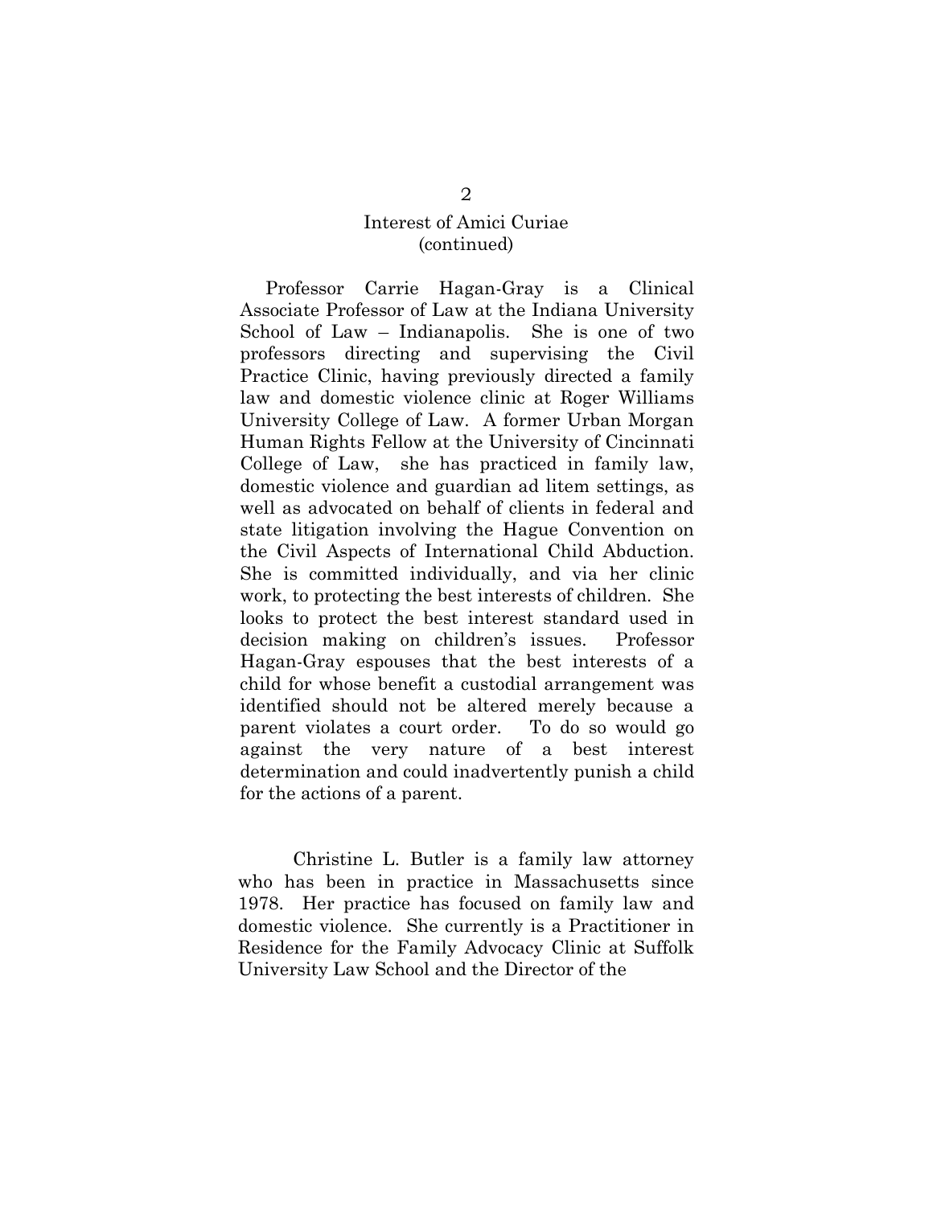## Interest of Amici Curiae (continued)

Professor Carrie Hagan-Gray is a Clinical Associate Professor of Law at the Indiana University School of Law – Indianapolis. She is one of two professors directing and supervising the Civil Practice Clinic, having previously directed a family law and domestic violence clinic at Roger Williams University College of Law. A former Urban Morgan Human Rights Fellow at the University of Cincinnati College of Law, she has practiced in family law, domestic violence and guardian ad litem settings, as well as advocated on behalf of clients in federal and state litigation involving the Hague Convention on the Civil Aspects of International Child Abduction. She is committed individually, and via her clinic work, to protecting the best interests of children. She looks to protect the best interest standard used in decision making on children's issues. Professor Hagan-Gray espouses that the best interests of a child for whose benefit a custodial arrangement was identified should not be altered merely because a parent violates a court order. To do so would go against the very nature of a best interest determination and could inadvertently punish a child for the actions of a parent.

Christine L. Butler is a family law attorney who has been in practice in Massachusetts since 1978. Her practice has focused on family law and domestic violence. She currently is a Practitioner in Residence for the Family Advocacy Clinic at Suffolk University Law School and the Director of the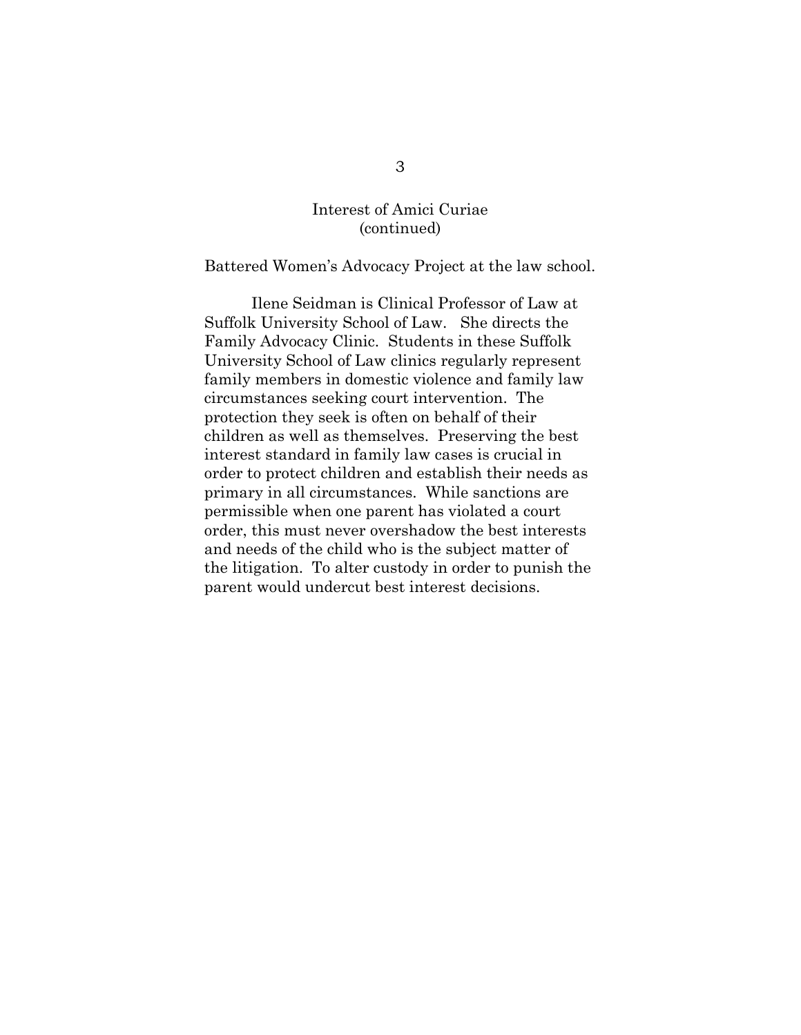## Interest of Amici Curiae (continued)

Battered Women's Advocacy Project at the law school.

Ilene Seidman is Clinical Professor of Law at Suffolk University School of Law. She directs the Family Advocacy Clinic. Students in these Suffolk University School of Law clinics regularly represent family members in domestic violence and family law circumstances seeking court intervention. The protection they seek is often on behalf of their children as well as themselves. Preserving the best interest standard in family law cases is crucial in order to protect children and establish their needs as primary in all circumstances. While sanctions are permissible when one parent has violated a court order, this must never overshadow the best interests and needs of the child who is the subject matter of the litigation. To alter custody in order to punish the parent would undercut best interest decisions.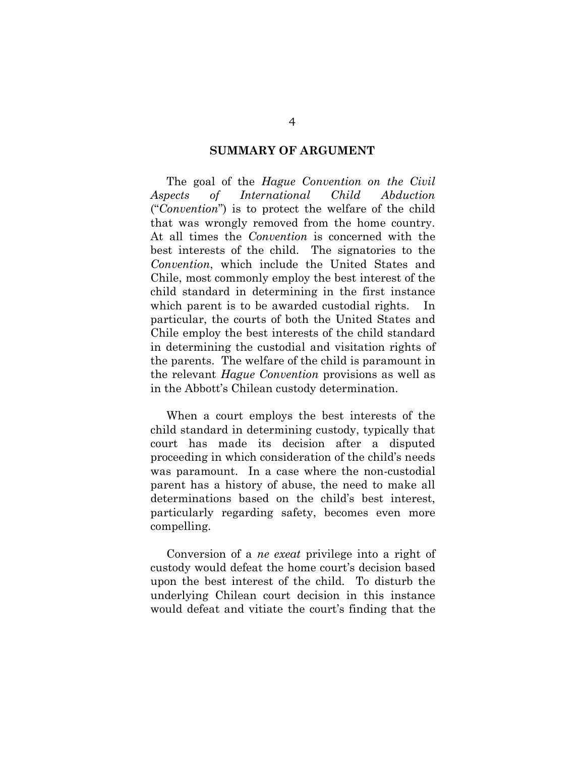## SUMMARY OF ARGUMENT

The goal of the *Hague Convention on the Civil Aspects of International Child Abduction* ("*Convention*") is to protect the welfare of the child that was wrongly removed from the home country. At all times the *Convention* is concerned with the best interests of the child. The signatories to the *Convention*, which include the United States and Chile, most commonly employ the best interest of the child standard in determining in the first instance which parent is to be awarded custodial rights. In particular, the courts of both the United States and Chile employ the best interests of the child standard in determining the custodial and visitation rights of the parents. The welfare of the child is paramount in the relevant *Hague Convention* provisions as well as in the Abbott's Chilean custody determination.

When a court employs the best interests of the child standard in determining custody, typically that court has made its decision after a disputed proceeding in which consideration of the child's needs was paramount. In a case where the non-custodial parent has a history of abuse, the need to make all determinations based on the child's best interest, particularly regarding safety, becomes even more compelling.

Conversion of a *ne exeat* privilege into a right of custody would defeat the home court's decision based upon the best interest of the child. To disturb the underlying Chilean court decision in this instance would defeat and vitiate the court's finding that the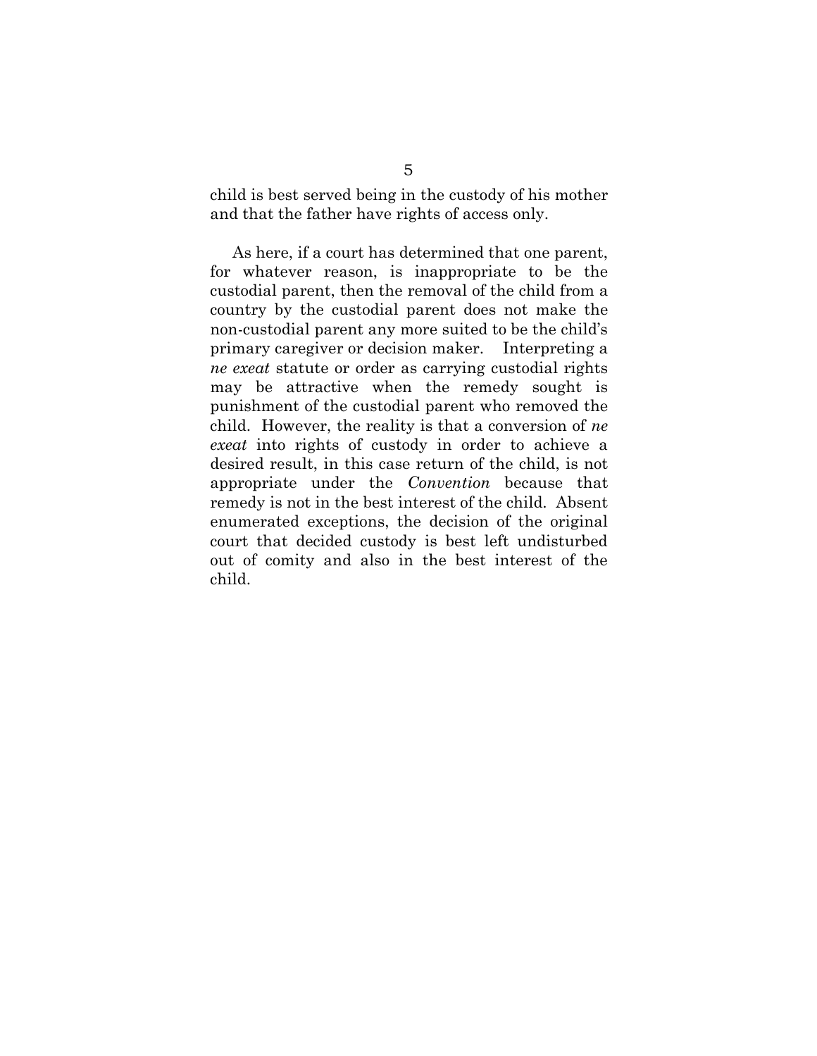child is best served being in the custody of his mother and that the father have rights of access only.

As here, if a court has determined that one parent, for whatever reason, is inappropriate to be the custodial parent, then the removal of the child from a country by the custodial parent does not make the non-custodial parent any more suited to be the child's primary caregiver or decision maker. Interpreting a *ne exeat* statute or order as carrying custodial rights may be attractive when the remedy sought is punishment of the custodial parent who removed the child. However, the reality is that a conversion of *ne exeat* into rights of custody in order to achieve a desired result, in this case return of the child, is not appropriate under the *Convention* because that remedy is not in the best interest of the child. Absent enumerated exceptions, the decision of the original court that decided custody is best left undisturbed out of comity and also in the best interest of the child.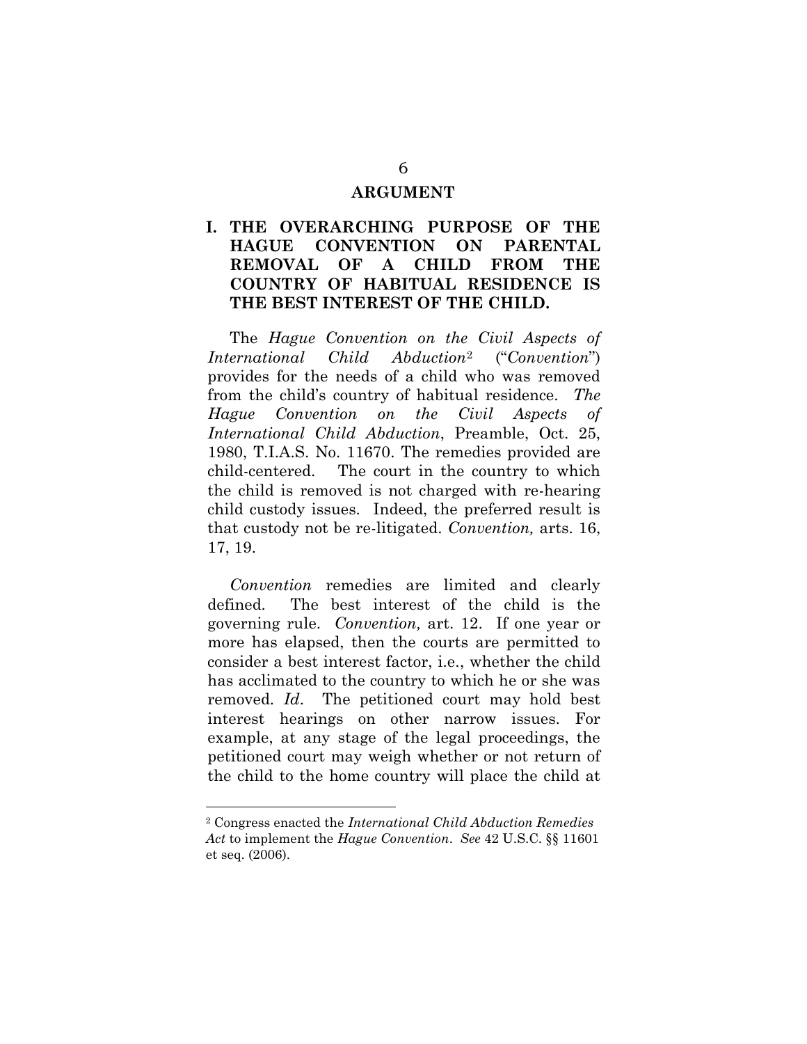# ARGUMENT

## I. THE OVERARCHING PURPOSE OF THE HAGUE CONVENTION ON PARENTAL REMOVAL OF A CHILD FROM THE COUNTRY OF HABITUAL RESIDENCE IS THE BEST INTEREST OF THE CHILD.

The *Hague Convention on the Civil Aspects of International Child Abduction*[2] ("*Convention*") provides for the needs of a child who was removed from the child's country of habitual residence. *The Hague Convention on the Civil Aspects of International Child Abduction*, Preamble, Oct. 25, 1980, T.I.A.S. No. 11670. The remedies provided are child-centered. The court in the country to which the child is removed is not charged with re-hearing child custody issues. Indeed, the preferred result is that custody not be re-litigated. *Convention,* arts. 16, 17, 19.

*Convention* remedies are limited and clearly defined. The best interest of the child is the governing rule. *Convention,* art. 12. If one year or more has elapsed, then the courts are permitted to consider a best interest factor, i.e., whether the child has acclimated to the country to which he or she was removed. *Id*. The petitioned court may hold best interest hearings on other narrow issues. For example, at any stage of the legal proceedings, the petitioned court may weigh whether or not return of the child to the home country will place the child at

---

[2] Congress enacted the *International Child Abduction Remedies Act* to implement the *Hague Convention*. *See* 42 U.S.C. §§ 11601 et seq. (2006).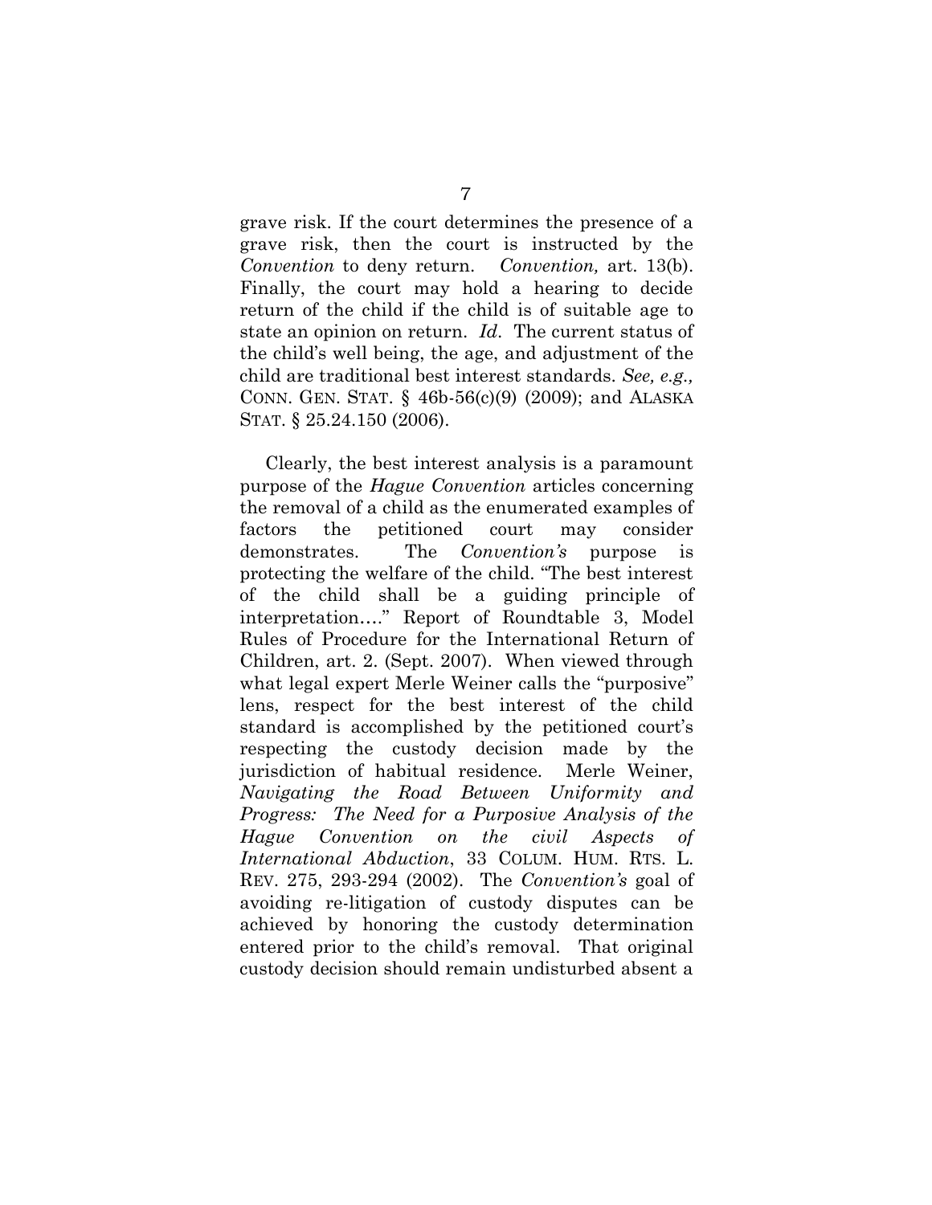grave risk. If the court determines the presence of a grave risk, then the court is instructed by the *Convention* to deny return. *Convention,* art. 13(b). Finally, the court may hold a hearing to decide return of the child if the child is of suitable age to state an opinion on return. *Id*. The current status of the child's well being, the age, and adjustment of the child are traditional best interest standards. *See, e.g.,* CONN. GEN. STAT. § 46b-56(c)(9) (2009); and ALASKA STAT. § 25.24.150 (2006).

Clearly, the best interest analysis is a paramount purpose of the *Hague Convention* articles concerning the removal of a child as the enumerated examples of factors the petitioned court may consider demonstrates. The *Convention's* purpose is protecting the welfare of the child. "The best interest of the child shall be a guiding principle of interpretation…." Report of Roundtable 3, Model Rules of Procedure for the International Return of Children, art. 2. (Sept. 2007). When viewed through what legal expert Merle Weiner calls the "purposive" lens, respect for the best interest of the child standard is accomplished by the petitioned court's respecting the custody decision made by the jurisdiction of habitual residence. Merle Weiner, *Navigating the Road Between Uniformity and Progress: The Need for a Purposive Analysis of the Hague Convention on the civil Aspects of International Abduction*, 33 COLUM. HUM. RTS. L. REV. 275, 293-294 (2002). The *Convention's* goal of avoiding re-litigation of custody disputes can be achieved by honoring the custody determination entered prior to the child's removal. That original custody decision should remain undisturbed absent a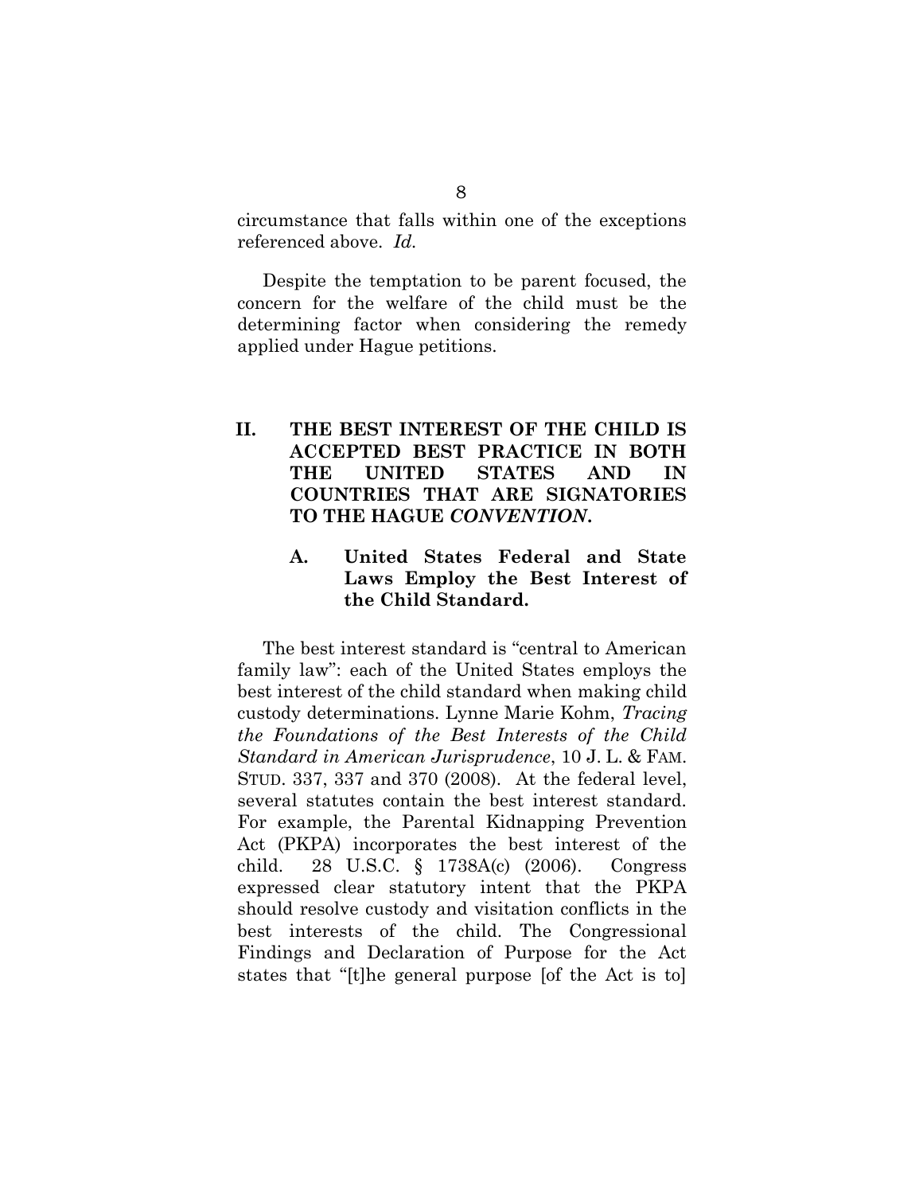circumstance that falls within one of the exceptions referenced above. *Id.*

Despite the temptation to be parent focused, the concern for the welfare of the child must be the determining factor when considering the remedy applied under Hague petitions.

## II. THE BEST INTEREST OF THE CHILD IS ACCEPTED BEST PRACTICE IN BOTH THE UNITED STATES AND IN COUNTRIES THAT ARE SIGNATORIES TO THE HAGUE *CONVENTION*.

### A. United States Federal and State Laws Employ the Best Interest of the Child Standard.

The best interest standard is "central to American family law": each of the United States employs the best interest of the child standard when making child custody determinations. Lynne Marie Kohm, *Tracing the Foundations of the Best Interests of the Child Standard in American Jurisprudence*, 10 J. L. & FAM. STUD. 337, 337 and 370 (2008). At the federal level, several statutes contain the best interest standard. For example, the Parental Kidnapping Prevention Act (PKPA) incorporates the best interest of the child. 28 U.S.C. § 1738A(c) (2006). Congress expressed clear statutory intent that the PKPA should resolve custody and visitation conflicts in the best interests of the child. The Congressional Findings and Declaration of Purpose for the Act states that "[t]he general purpose [of the Act is to]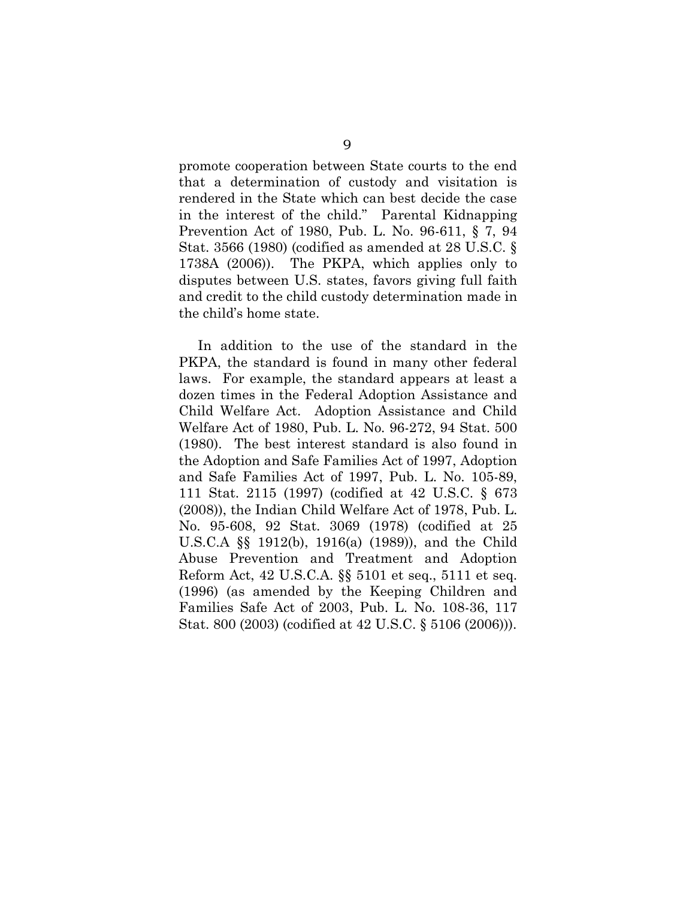promote cooperation between State courts to the end that a determination of custody and visitation is rendered in the State which can best decide the case in the interest of the child." Parental Kidnapping Prevention Act of 1980, Pub. L. No. 96-611, § 7, 94 Stat. 3566 (1980) (codified as amended at 28 U.S.C. § 1738A (2006)). The PKPA, which applies only to disputes between U.S. states, favors giving full faith and credit to the child custody determination made in the child's home state.

In addition to the use of the standard in the PKPA, the standard is found in many other federal laws. For example, the standard appears at least a dozen times in the Federal Adoption Assistance and Child Welfare Act. Adoption Assistance and Child Welfare Act of 1980, Pub. L. No. 96-272, 94 Stat. 500 (1980). The best interest standard is also found in the Adoption and Safe Families Act of 1997, Adoption and Safe Families Act of 1997, Pub. L. No. 105-89, 111 Stat. 2115 (1997) (codified at 42 U.S.C. § 673 (2008)), the Indian Child Welfare Act of 1978, Pub. L. No. 95-608, 92 Stat. 3069 (1978) (codified at 25 U.S.C.A §§ 1912(b), 1916(a) (1989)), and the Child Abuse Prevention and Treatment and Adoption Reform Act, 42 U.S.C.A. §§ 5101 et seq., 5111 et seq. (1996) (as amended by the Keeping Children and Families Safe Act of 2003, Pub. L. No. 108-36, 117 Stat. 800 (2003) (codified at 42 U.S.C. § 5106 (2006))).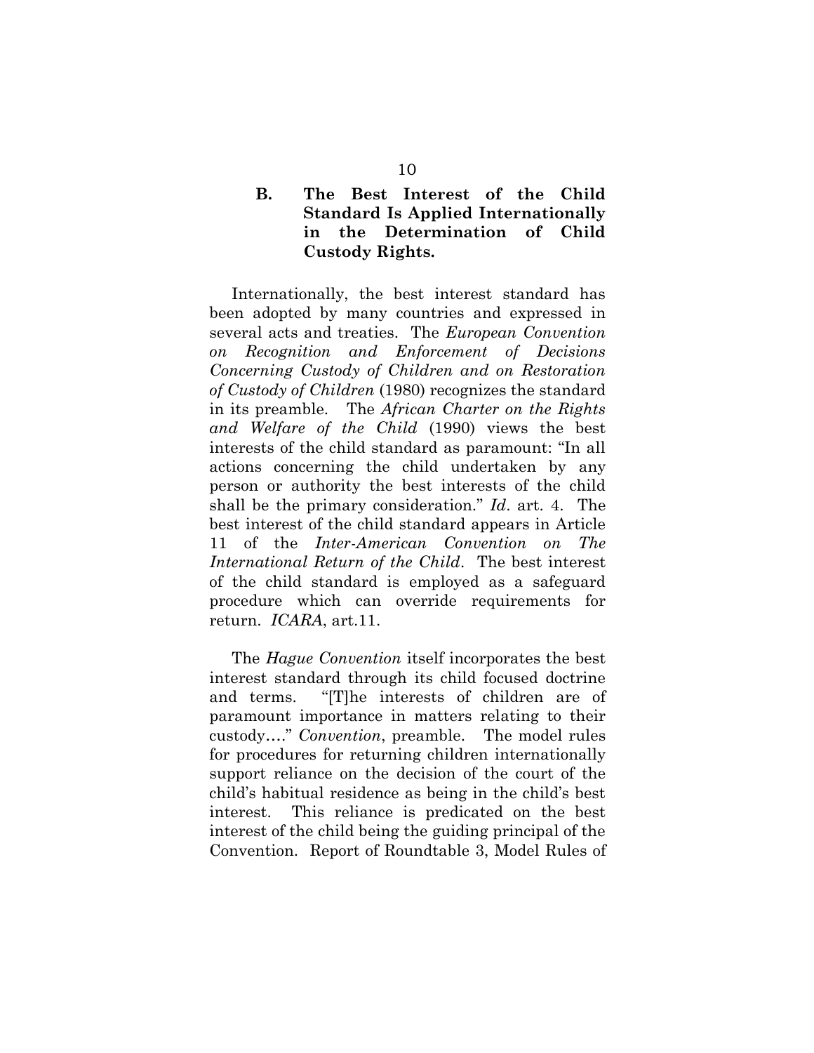### B. The Best Interest of the Child Standard Is Applied Internationally in the Determination of Child Custody Rights.

Internationally, the best interest standard has been adopted by many countries and expressed in several acts and treaties. The *European Convention on Recognition and Enforcement of Decisions Concerning Custody of Children and on Restoration of Custody of Children* (1980) recognizes the standard in its preamble. The *African Charter on the Rights and Welfare of the Child* (1990) views the best interests of the child standard as paramount: "In all actions concerning the child undertaken by any person or authority the best interests of the child shall be the primary consideration." *Id*. art. 4. The best interest of the child standard appears in Article 11 of the *Inter-American Convention on The International Return of the Child*. The best interest of the child standard is employed as a safeguard procedure which can override requirements for return. *ICARA*, art.11.

The *Hague Convention* itself incorporates the best interest standard through its child focused doctrine and terms. "[T]he interests of children are of paramount importance in matters relating to their custody…." *Convention*, preamble. The model rules for procedures for returning children internationally support reliance on the decision of the court of the child's habitual residence as being in the child's best interest. This reliance is predicated on the best interest of the child being the guiding principal of the Convention. Report of Roundtable 3, Model Rules of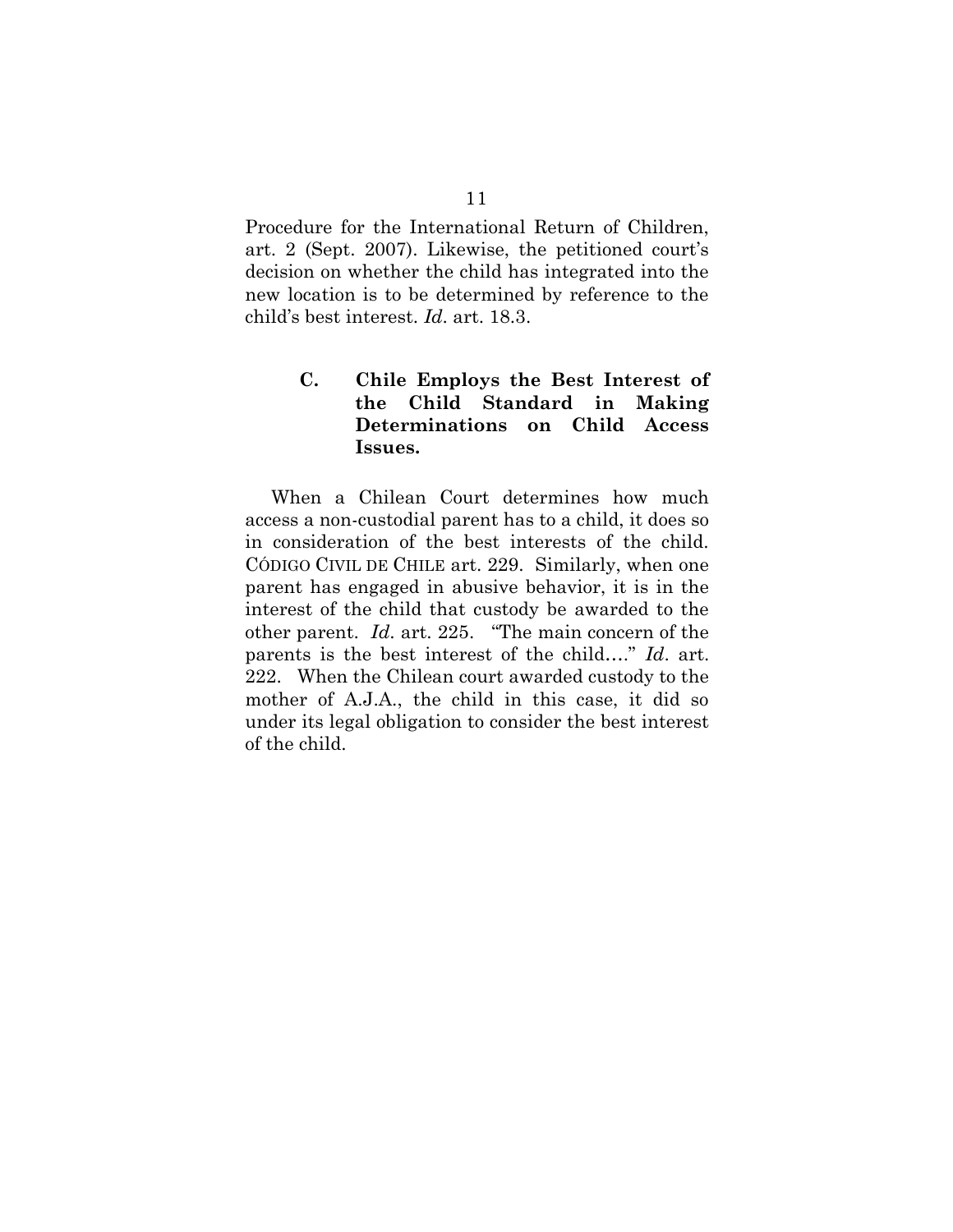Procedure for the International Return of Children, art. 2 (Sept. 2007). Likewise, the petitioned court's decision on whether the child has integrated into the new location is to be determined by reference to the child's best interest. *Id*. art. 18.3.

### C. Chile Employs the Best Interest of the Child Standard in Making Determinations on Child Access Issues.

When a Chilean Court determines how much access a non-custodial parent has to a child, it does so in consideration of the best interests of the child. CÓDIGO CIVIL DE CHILE art. 229. Similarly, when one parent has engaged in abusive behavior, it is in the interest of the child that custody be awarded to the other parent. *Id*. art. 225. "The main concern of the parents is the best interest of the child…." *Id*. art. 222. When the Chilean court awarded custody to the mother of A.J.A., the child in this case, it did so under its legal obligation to consider the best interest of the child.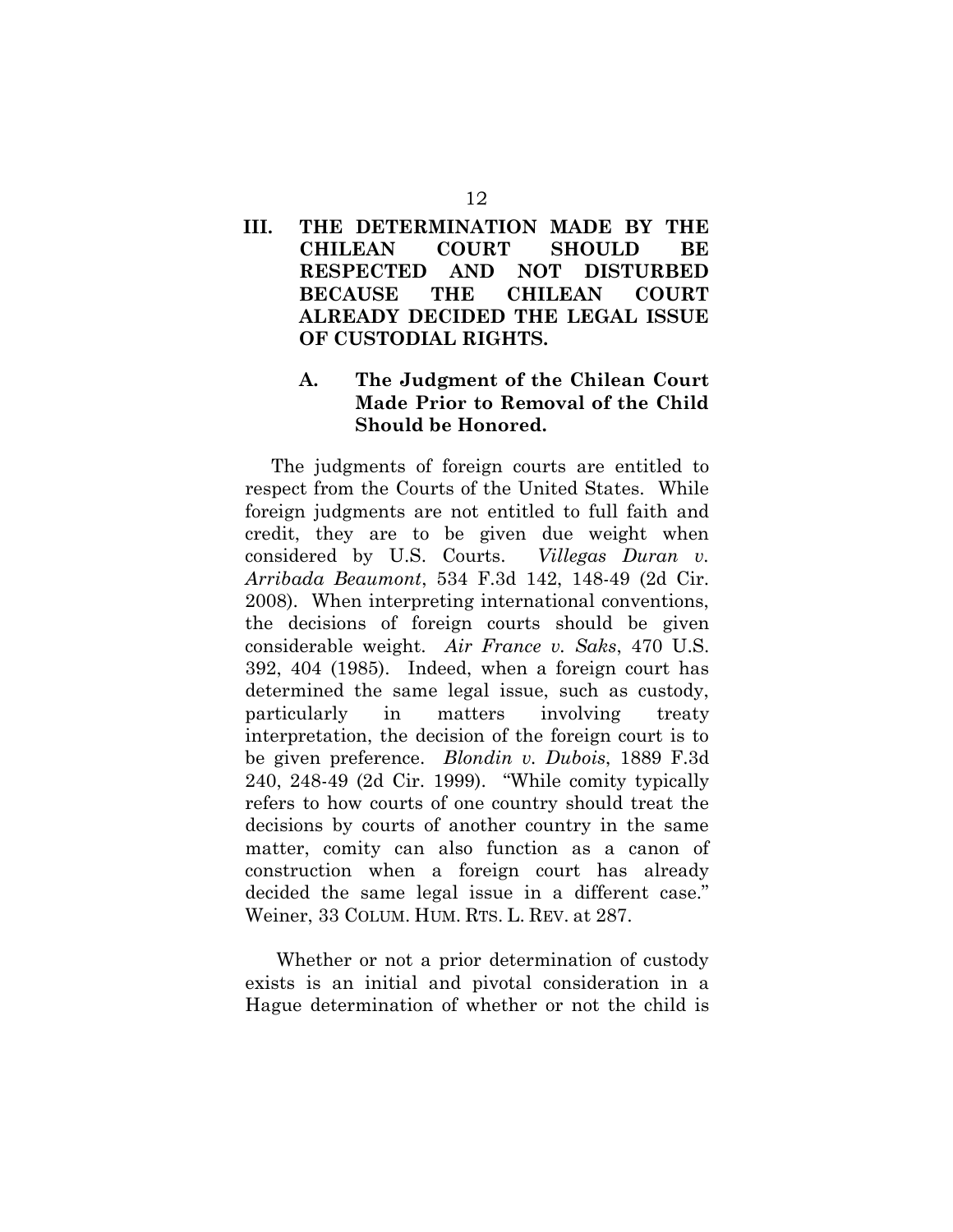## III. THE DETERMINATION MADE BY THE CHILEAN COURT SHOULD BE RESPECTED AND NOT DISTURBED BECAUSE THE CHILEAN COURT ALREADY DECIDED THE LEGAL ISSUE OF CUSTODIAL RIGHTS.

### A. The Judgment of the Chilean Court Made Prior to Removal of the Child Should be Honored.

The judgments of foreign courts are entitled to respect from the Courts of the United States. While foreign judgments are not entitled to full faith and credit, they are to be given due weight when considered by U.S. Courts. *Villegas Duran v. Arribada Beaumont*, 534 F.3d 142, 148-49 (2d Cir. 2008). When interpreting international conventions, the decisions of foreign courts should be given considerable weight. *Air France v. Saks*, 470 U.S. 392, 404 (1985). Indeed, when a foreign court has determined the same legal issue, such as custody, particularly in matters involving treaty interpretation, the decision of the foreign court is to be given preference. *Blondin v. Dubois*, 1889 F.3d 240, 248-49 (2d Cir. 1999). "While comity typically refers to how courts of one country should treat the decisions by courts of another country in the same matter, comity can also function as a canon of construction when a foreign court has already decided the same legal issue in a different case." Weiner, 33 COLUM. HUM. RTS. L. REV. at 287.

Whether or not a prior determination of custody exists is an initial and pivotal consideration in a Hague determination of whether or not the child is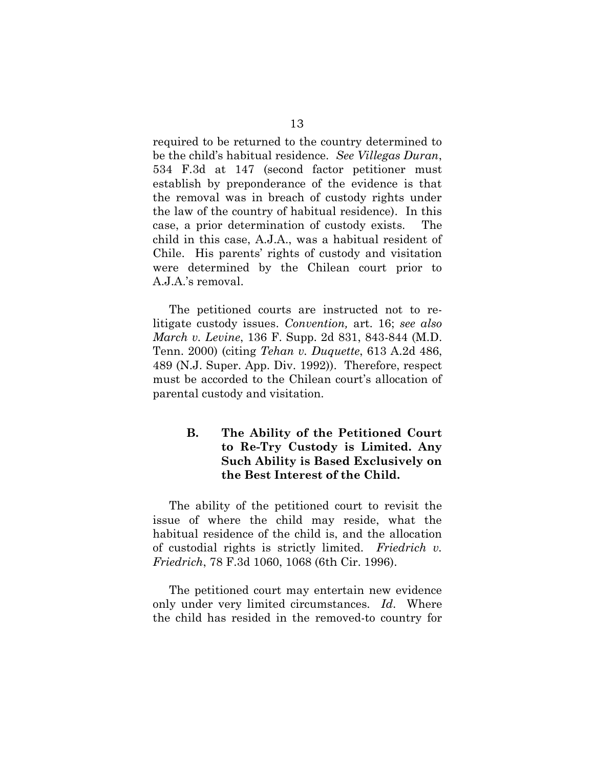required to be returned to the country determined to be the child's habitual residence. *See Villegas Duran*, 534 F.3d at 147 (second factor petitioner must establish by preponderance of the evidence is that the removal was in breach of custody rights under the law of the country of habitual residence). In this case, a prior determination of custody exists. The child in this case, A.J.A., was a habitual resident of Chile. His parents' rights of custody and visitation were determined by the Chilean court prior to A.J.A.'s removal.

The petitioned courts are instructed not to re-litigate custody issues. *Convention,* art. 16; *see also March v. Levine*, 136 F. Supp. 2d 831, 843-844 (M.D. Tenn. 2000) (citing *Tehan v. Duquette*, 613 A.2d 486, 489 (N.J. Super. App. Div. 1992)). Therefore, respect must be accorded to the Chilean court's allocation of parental custody and visitation.

### B. The Ability of the Petitioned Court to Re-Try Custody is Limited. Any Such Ability is Based Exclusively on the Best Interest of the Child.

The ability of the petitioned court to revisit the issue of where the child may reside, what the habitual residence of the child is, and the allocation of custodial rights is strictly limited. *Friedrich v. Friedrich*, 78 F.3d 1060, 1068 (6th Cir. 1996).

The petitioned court may entertain new evidence only under very limited circumstances. *Id.* Where the child has resided in the removed-to country for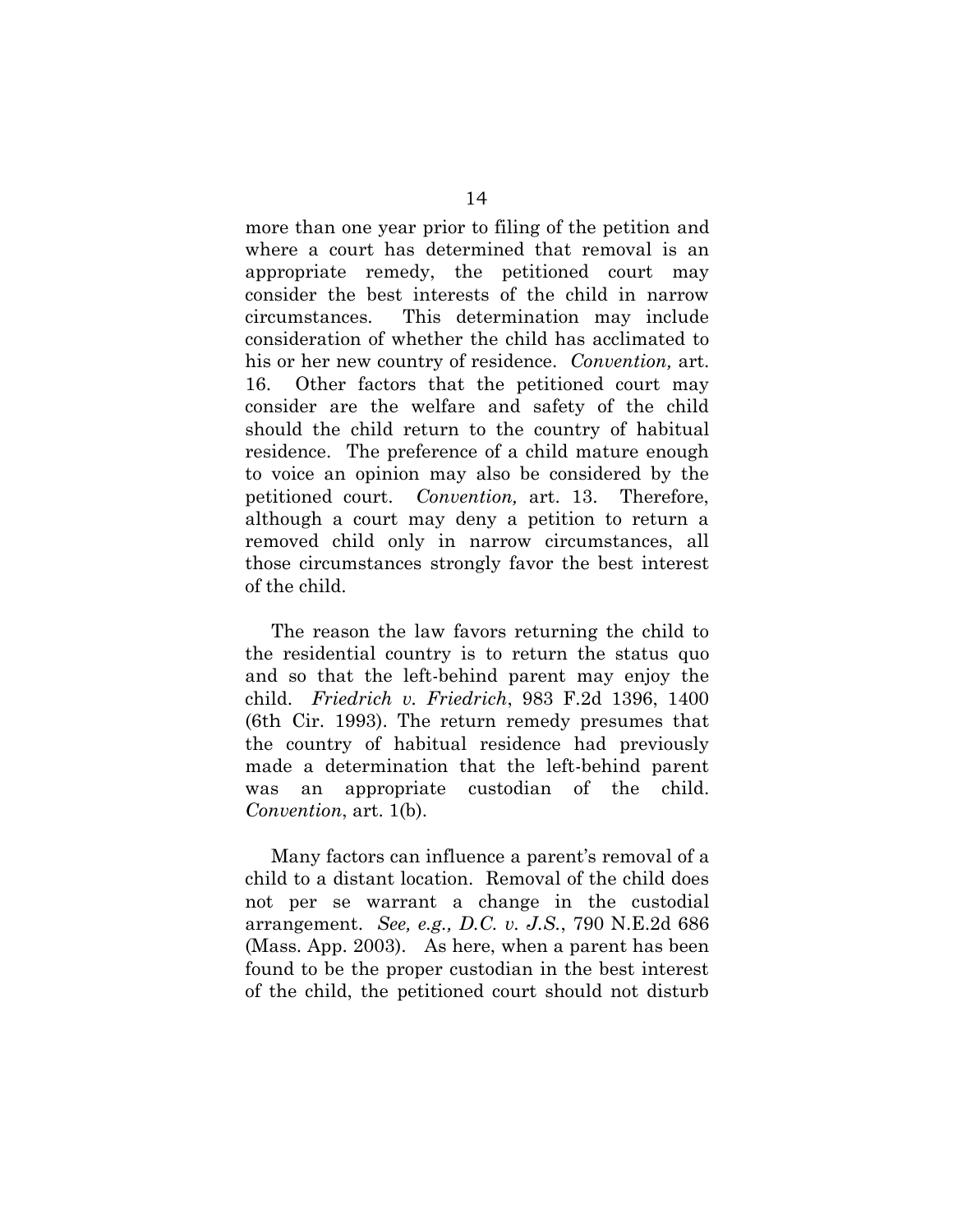more than one year prior to filing of the petition and where a court has determined that removal is an appropriate remedy, the petitioned court may consider the best interests of the child in narrow circumstances. This determination may include consideration of whether the child has acclimated to his or her new country of residence. *Convention,* art. 16. Other factors that the petitioned court may consider are the welfare and safety of the child should the child return to the country of habitual residence. The preference of a child mature enough to voice an opinion may also be considered by the petitioned court. *Convention,* art. 13. Therefore, although a court may deny a petition to return a removed child only in narrow circumstances, all those circumstances strongly favor the best interest of the child.

The reason the law favors returning the child to the residential country is to return the status quo and so that the left-behind parent may enjoy the child. *Friedrich v. Friedrich*, 983 F.2d 1396, 1400 (6th Cir. 1993). The return remedy presumes that the country of habitual residence had previously made a determination that the left-behind parent was an appropriate custodian of the child. *Convention*, art. 1(b).

Many factors can influence a parent's removal of a child to a distant location. Removal of the child does not per se warrant a change in the custodial arrangement. *See, e.g., D.C. v. J.S.*, 790 N.E.2d 686 (Mass. App. 2003). As here, when a parent has been found to be the proper custodian in the best interest of the child, the petitioned court should not disturb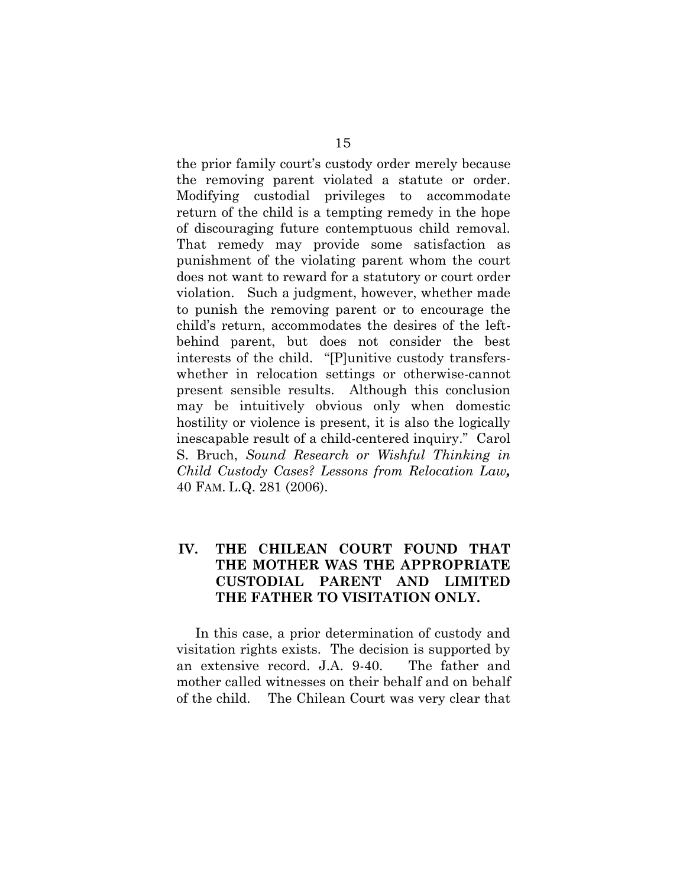the prior family court's custody order merely because the removing parent violated a statute or order. Modifying custodial privileges to accommodate return of the child is a tempting remedy in the hope of discouraging future contemptuous child removal. That remedy may provide some satisfaction as punishment of the violating parent whom the court does not want to reward for a statutory or court order violation. Such a judgment, however, whether made to punish the removing parent or to encourage the child's return, accommodates the desires of the left-behind parent, but does not consider the best interests of the child. "[P]unitive custody transfers-whether in relocation settings or otherwise-cannot present sensible results. Although this conclusion may be intuitively obvious only when domestic hostility or violence is present, it is also the logically inescapable result of a child-centered inquiry." Carol S. Bruch, *Sound Research or Wishful Thinking in Child Custody Cases? Lessons from Relocation Law,* 40 FAM. L.Q. 281 (2006).

## IV. THE CHILEAN COURT FOUND THAT THE MOTHER WAS THE APPROPRIATE CUSTODIAL PARENT AND LIMITED THE FATHER TO VISITATION ONLY.

In this case, a prior determination of custody and visitation rights exists. The decision is supported by an extensive record. J.A. 9-40. The father and mother called witnesses on their behalf and on behalf of the child. The Chilean Court was very clear that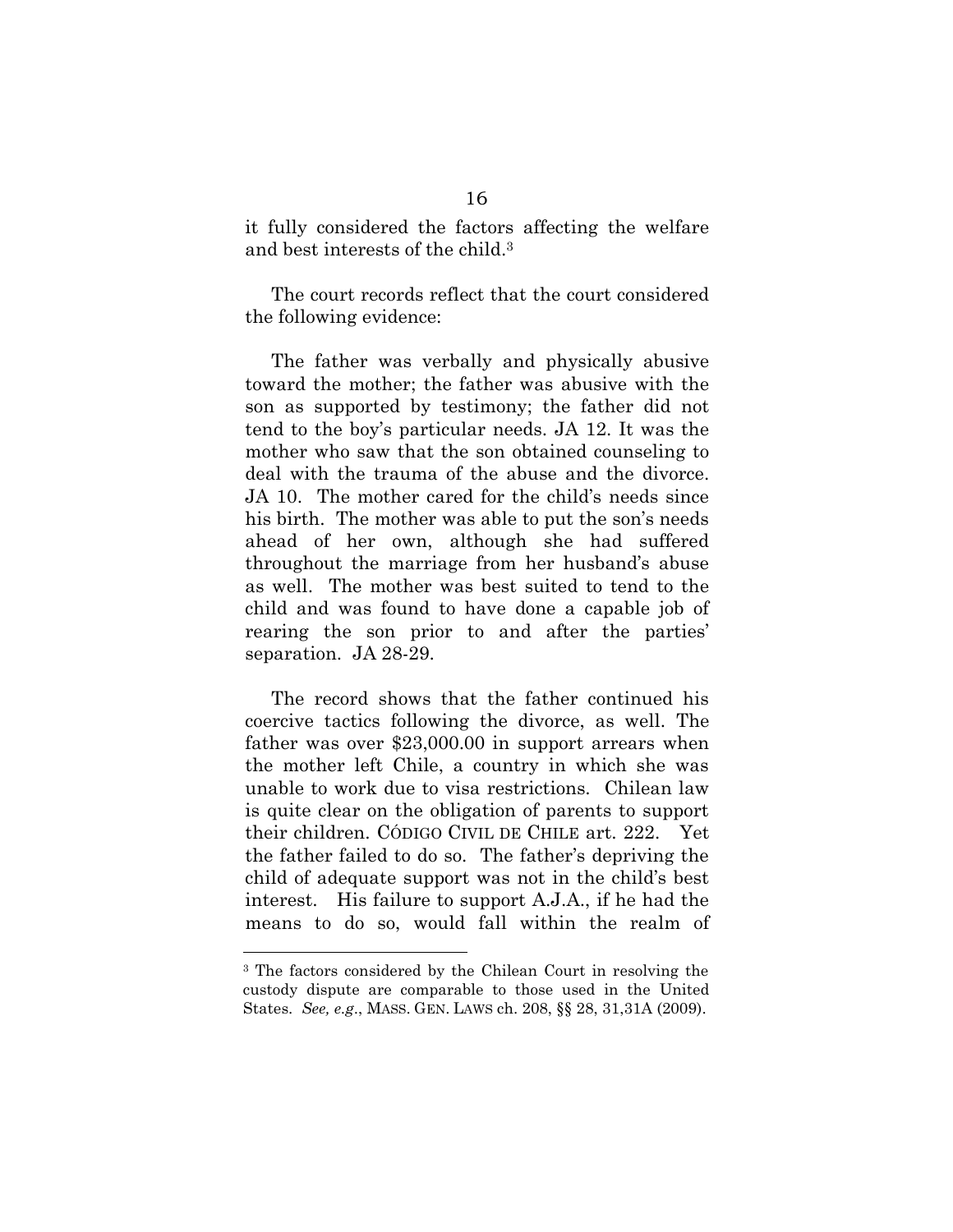it fully considered the factors affecting the welfare and best interests of the child.[3]

The court records reflect that the court considered the following evidence:

The father was verbally and physically abusive toward the mother; the father was abusive with the son as supported by testimony; the father did not tend to the boy's particular needs. JA 12. It was the mother who saw that the son obtained counseling to deal with the trauma of the abuse and the divorce. JA 10. The mother cared for the child's needs since his birth. The mother was able to put the son's needs ahead of her own, although she had suffered throughout the marriage from her husband's abuse as well. The mother was best suited to tend to the child and was found to have done a capable job of rearing the son prior to and after the parties' separation. JA 28-29.

The record shows that the father continued his coercive tactics following the divorce, as well. The father was over $23,000.00 in support arrears when the mother left Chile, a country in which she was unable to work due to visa restrictions. Chilean law is quite clear on the obligation of parents to support their children. CÓDIGO CIVIL DE CHILE art. 222. Yet the father failed to do so. The father's depriving the child of adequate support was not in the child's best interest. His failure to support A.J.A., if he had the means to do so, would fall within the realm of

[3] The factors considered by the Chilean Court in resolving the custody dispute are comparable to those used in the United States. *See, e.g.*, MASS. GEN. LAWS ch. 208, §§ 28, 31,31A (2009).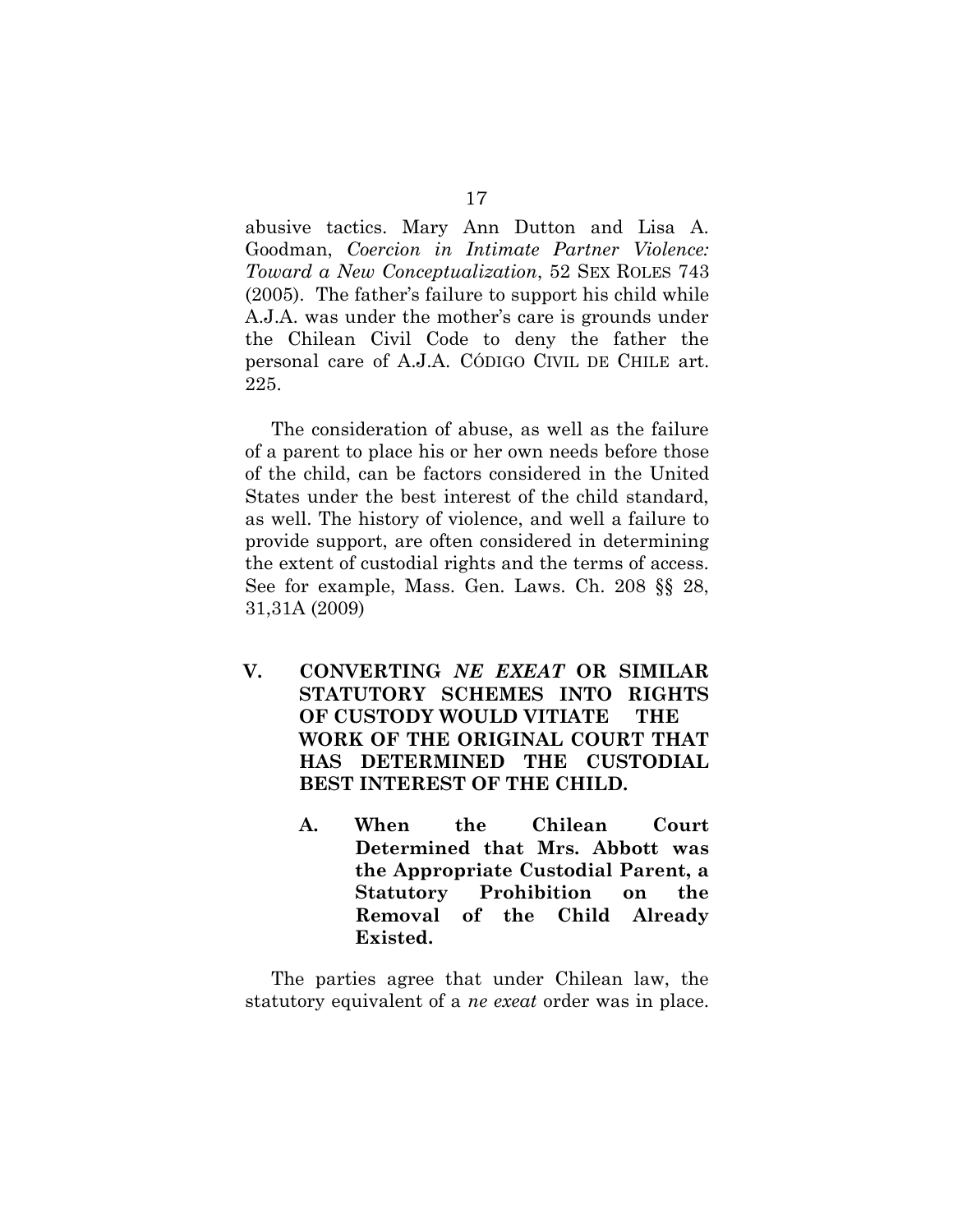abusive tactics. Mary Ann Dutton and Lisa A. Goodman, *Coercion in Intimate Partner Violence: Toward a New Conceptualization*, 52 SEX ROLES 743 (2005). The father's failure to support his child while A.J.A. was under the mother's care is grounds under the Chilean Civil Code to deny the father the personal care of A.J.A. CÓDIGO CIVIL DE CHILE art. 225.

The consideration of abuse, as well as the failure of a parent to place his or her own needs before those of the child, can be factors considered in the United States under the best interest of the child standard, as well. The history of violence, and well a failure to provide support, are often considered in determining the extent of custodial rights and the terms of access. See for example, Mass. Gen. Laws. Ch. 208 §§ 28, 31,31A (2009)

## V. CONVERTING *NE EXEAT* OR SIMILAR STATUTORY SCHEMES INTO RIGHTS OF CUSTODY WOULD VITIATE THE WORK OF THE ORIGINAL COURT THAT HAS DETERMINED THE CUSTODIAL BEST INTEREST OF THE CHILD.

### A. When the Chilean Court Determined that Mrs. Abbott was the Appropriate Custodial Parent, a Statutory Prohibition on the Removal of the Child Already Existed.

The parties agree that under Chilean law, the statutory equivalent of a *ne exeat* order was in place.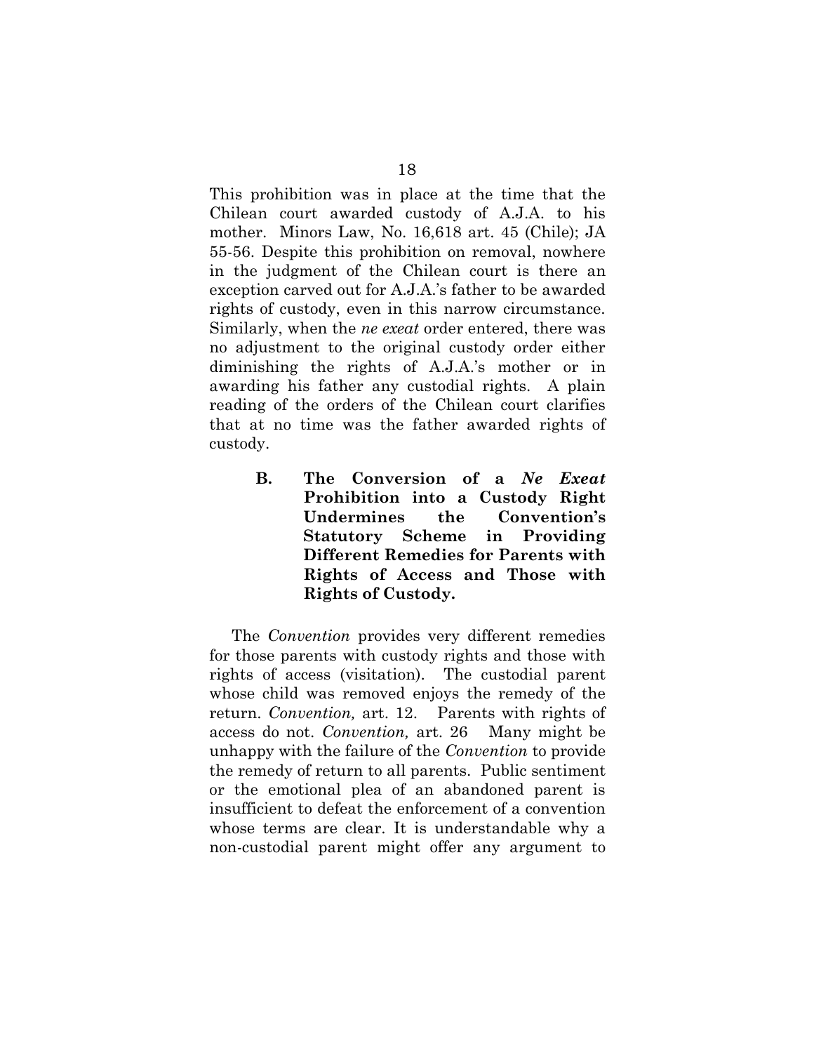This prohibition was in place at the time that the Chilean court awarded custody of A.J.A. to his mother. Minors Law, No. 16,618 art. 45 (Chile); JA 55-56. Despite this prohibition on removal, nowhere in the judgment of the Chilean court is there an exception carved out for A.J.A.'s father to be awarded rights of custody, even in this narrow circumstance. Similarly, when the *ne exeat* order entered, there was no adjustment to the original custody order either diminishing the rights of A.J.A.'s mother or in awarding his father any custodial rights. A plain reading of the orders of the Chilean court clarifies that at no time was the father awarded rights of custody.

### B. The Conversion of a *Ne Exeat* Prohibition into a Custody Right Undermines the Convention's Statutory Scheme in Providing Different Remedies for Parents with Rights of Access and Those with Rights of Custody.

The *Convention* provides very different remedies for those parents with custody rights and those with rights of access (visitation). The custodial parent whose child was removed enjoys the remedy of the return. *Convention,* art. 12. Parents with rights of access do not. *Convention,* art. 26 Many might be unhappy with the failure of the *Convention* to provide the remedy of return to all parents. Public sentiment or the emotional plea of an abandoned parent is insufficient to defeat the enforcement of a convention whose terms are clear. It is understandable why a non-custodial parent might offer any argument to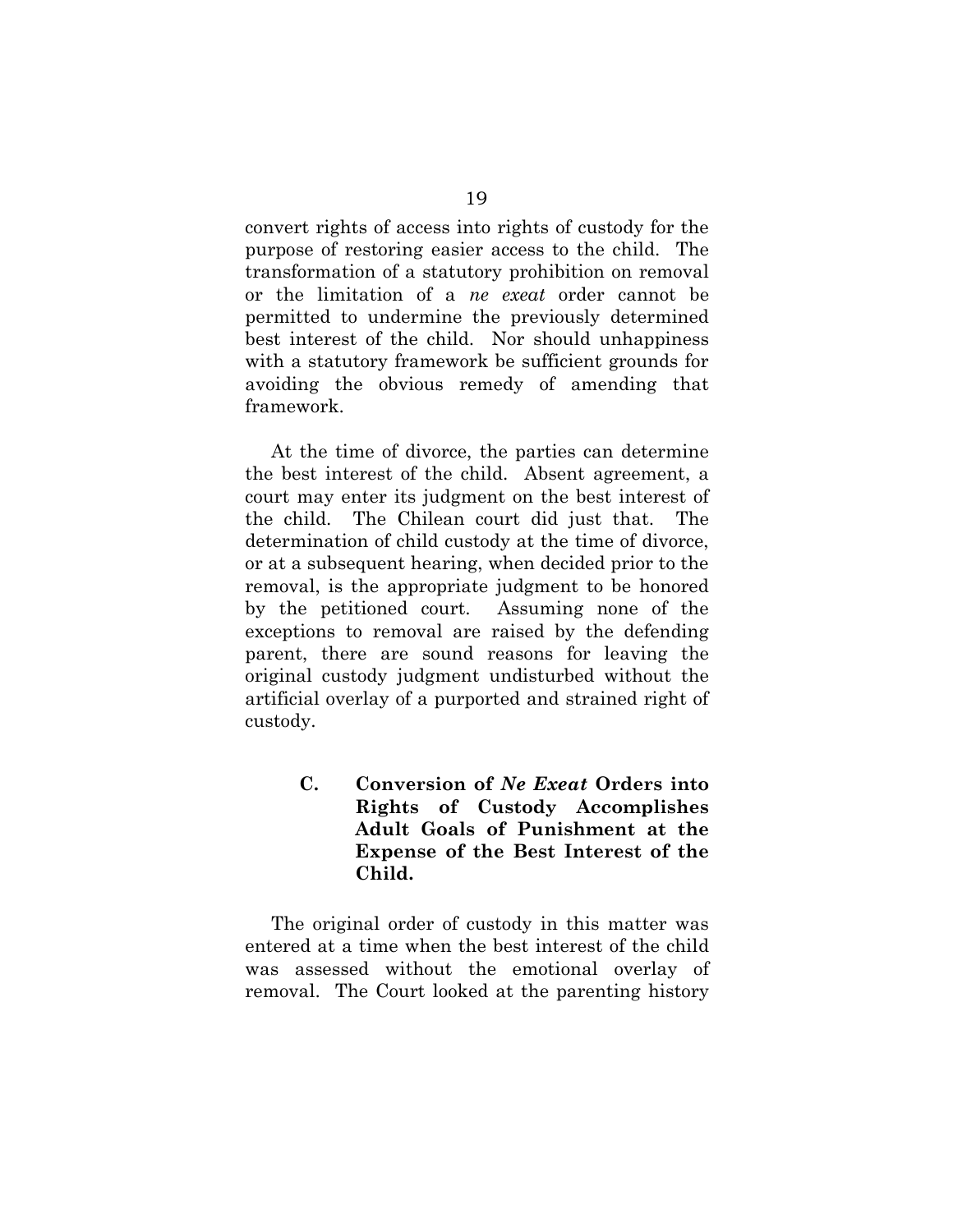convert rights of access into rights of custody for the purpose of restoring easier access to the child. The transformation of a statutory prohibition on removal or the limitation of a *ne exeat* order cannot be permitted to undermine the previously determined best interest of the child. Nor should unhappiness with a statutory framework be sufficient grounds for avoiding the obvious remedy of amending that framework.

At the time of divorce, the parties can determine the best interest of the child. Absent agreement, a court may enter its judgment on the best interest of the child. The Chilean court did just that. The determination of child custody at the time of divorce, or at a subsequent hearing, when decided prior to the removal, is the appropriate judgment to be honored by the petitioned court. Assuming none of the exceptions to removal are raised by the defending parent, there are sound reasons for leaving the original custody judgment undisturbed without the artificial overlay of a purported and strained right of custody.

### C. Conversion of *Ne Exeat* Orders into Rights of Custody Accomplishes Adult Goals of Punishment at the Expense of the Best Interest of the Child.

The original order of custody in this matter was entered at a time when the best interest of the child was assessed without the emotional overlay of removal. The Court looked at the parenting history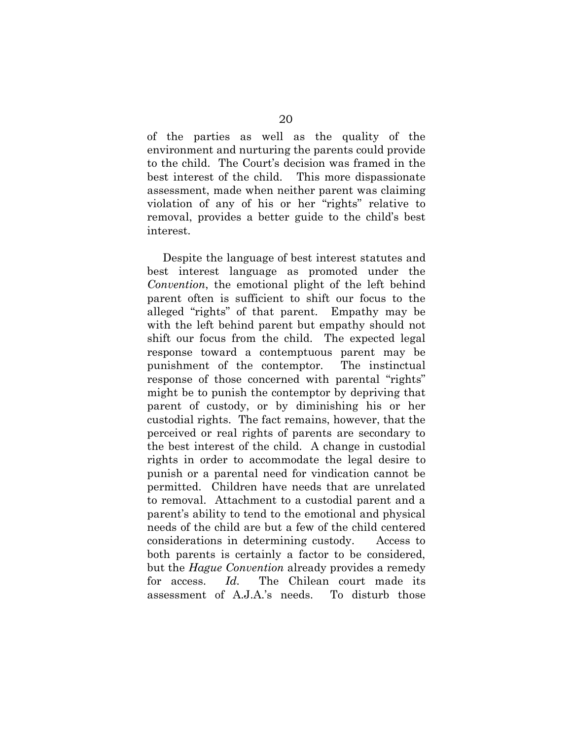of the parties as well as the quality of the environment and nurturing the parents could provide to the child. The Court's decision was framed in the best interest of the child. This more dispassionate assessment, made when neither parent was claiming violation of any of his or her "rights" relative to removal, provides a better guide to the child's best interest.

Despite the language of best interest statutes and best interest language as promoted under the *Convention*, the emotional plight of the left behind parent often is sufficient to shift our focus to the alleged "rights" of that parent. Empathy may be with the left behind parent but empathy should not shift our focus from the child. The expected legal response toward a contemptuous parent may be punishment of the contemptor. The instinctual response of those concerned with parental "rights" might be to punish the contemptor by depriving that parent of custody, or by diminishing his or her custodial rights. The fact remains, however, that the perceived or real rights of parents are secondary to the best interest of the child. A change in custodial rights in order to accommodate the legal desire to punish or a parental need for vindication cannot be permitted. Children have needs that are unrelated to removal. Attachment to a custodial parent and a parent's ability to tend to the emotional and physical needs of the child are but a few of the child centered considerations in determining custody. Access to both parents is certainly a factor to be considered, but the *Hague Convention* already provides a remedy for access. *Id.* The Chilean court made its assessment of A.J.A.'s needs. To disturb those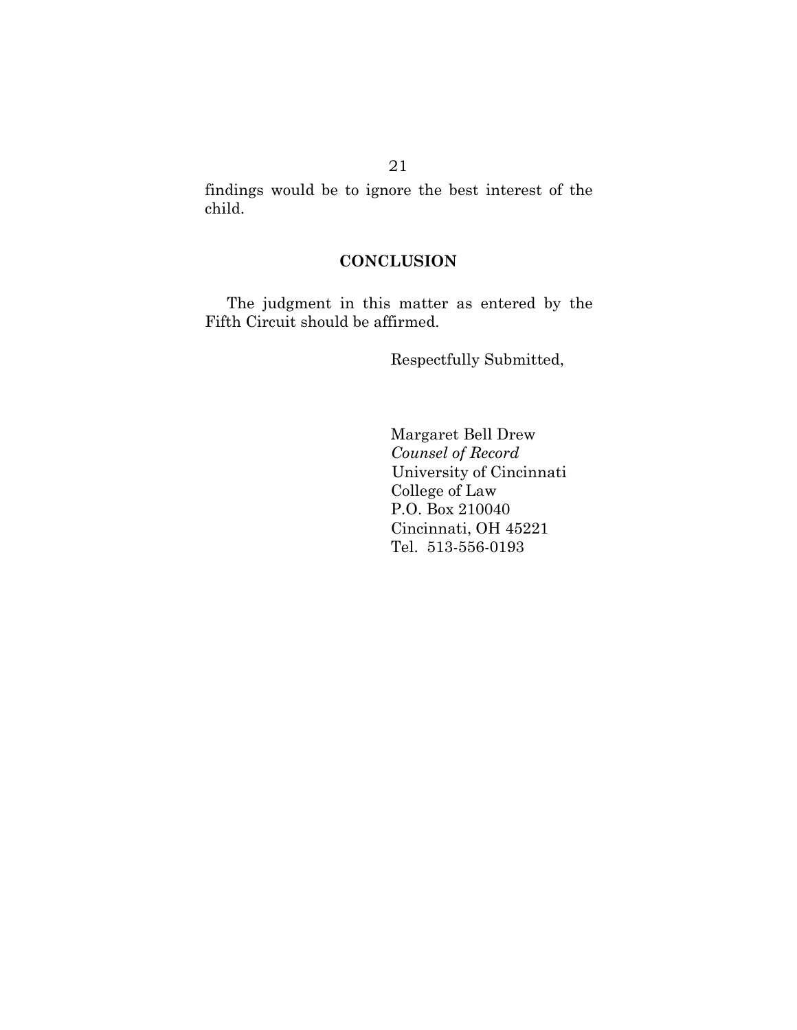findings would be to ignore the best interest of the child.

## CONCLUSION

The judgment in this matter as entered by the Fifth Circuit should be affirmed.

Respectfully Submitted,

Margaret Bell Drew
*Counsel of Record*
University of Cincinnati
College of Law
P.O. Box 210040
Cincinnati, OH 45221
Tel. 513-556-0193